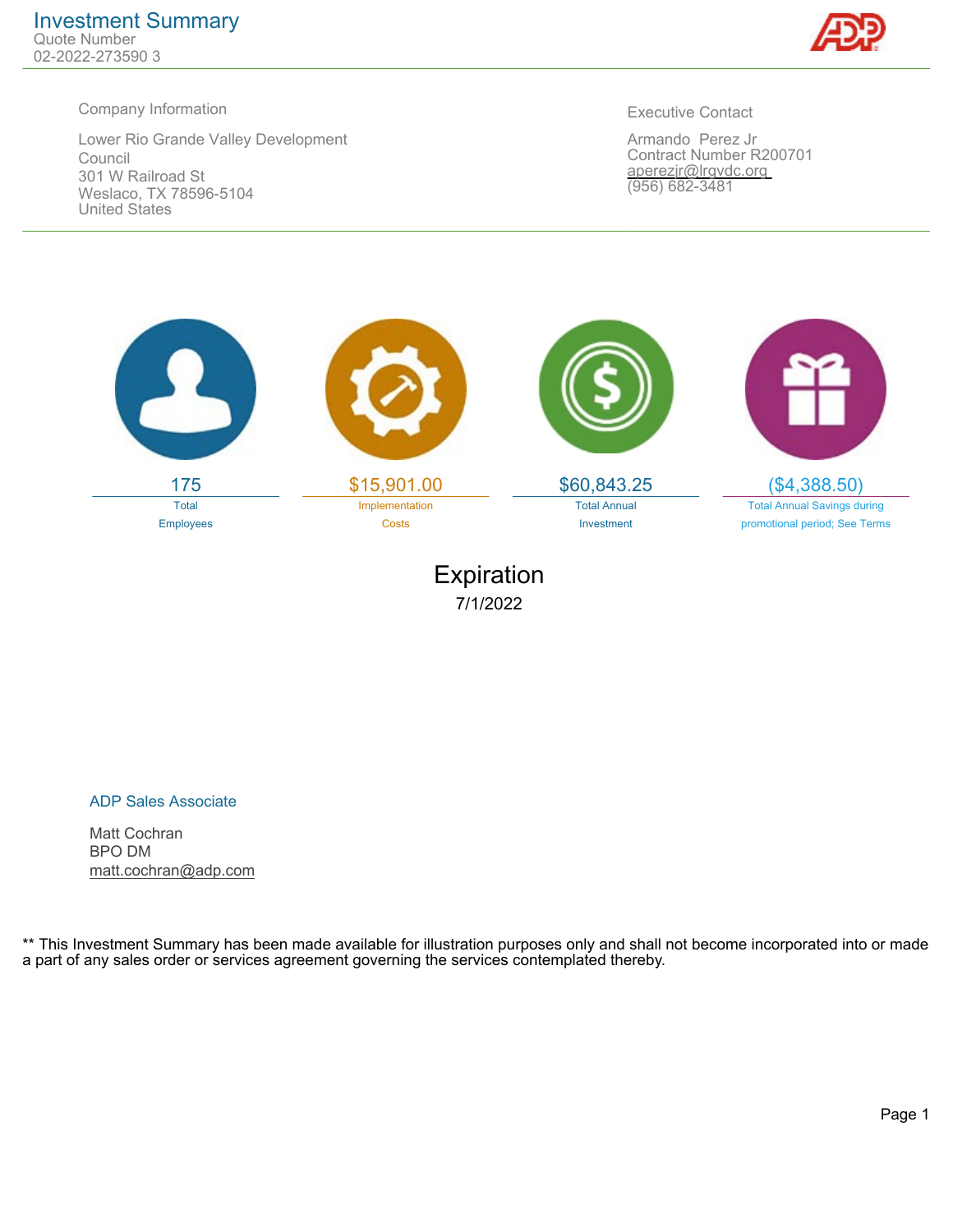# Investment Summary

Quote Number
02-2022-273590 3

**Company Information**

Lower Rio Grande Valley Development Council
301 W Railroad St
Weslaco, TX 78596-5104
United States

**Executive Contact**

Armando Perez Jr
Contract Number R200701
aperezjr@lrgvdc.org
(956) 682-3481

| 175 | $15,901.00 | $60,843.25 | ($4,388.50) |
|---|---|---|---|
| Total Employees | Implementation Costs | Total Annual Investment | Total Annual Savings during promotional period; See Terms |

## Expiration

7/1/2022

**ADP Sales Associate**

Matt Cochran
BPO DM
matt.cochran@adp.com

** This Investment Summary has been made available for illustration purposes only and shall not become incorporated into or made a part of any sales order or services agreement governing the services contemplated thereby.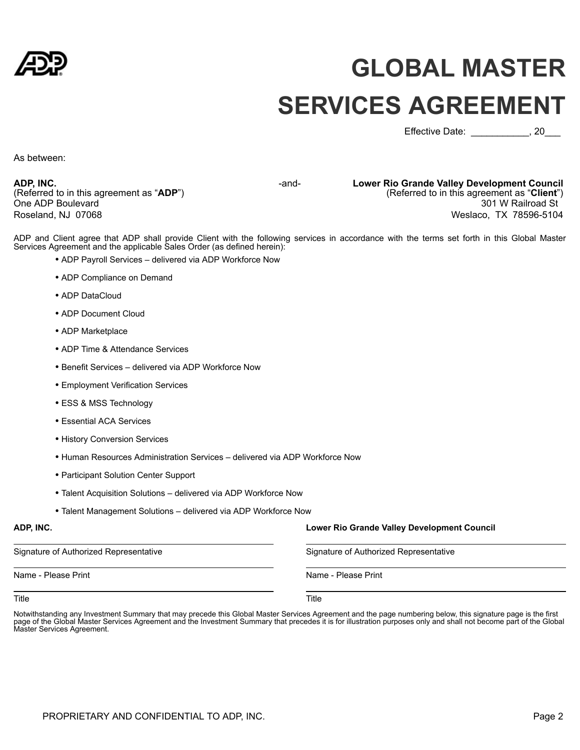# GLOBAL MASTER SERVICES AGREEMENT

Effective Date: __________, 20___

As between:

| | | |
|---|---|---|
| **ADP, INC.** | -and- | **Lower Rio Grande Valley Development Council** |
| (Referred to in this agreement as "**ADP**") | | (Referred to in this agreement as "**Client**") |
| One ADP Boulevard | | 301 W Railroad St |
| Roseland, NJ 07068 | | Weslaco, TX 78596-5104 |

ADP and Client agree that ADP shall provide Client with the following services in accordance with the terms set forth in this Global Master Services Agreement and the applicable Sales Order (as defined herein):

- ADP Payroll Services – delivered via ADP Workforce Now
- ADP Compliance on Demand
- ADP DataCloud
- ADP Document Cloud
- ADP Marketplace
- ADP Time & Attendance Services
- Benefit Services – delivered via ADP Workforce Now
- Employment Verification Services
- ESS & MSS Technology
- Essential ACA Services
- History Conversion Services
- Human Resources Administration Services – delivered via ADP Workforce Now
- Participant Solution Center Support
- Talent Acquisition Solutions – delivered via ADP Workforce Now
- Talent Management Solutions – delivered via ADP Workforce Now

| **ADP, INC.** | **Lower Rio Grande Valley Development Council** |
|---|---|
| ______________________________ | ______________________________ |
| Signature of Authorized Representative | Signature of Authorized Representative |
| ______________________________ | ______________________________ |
| Name - Please Print | Name - Please Print |
| ______________________________ | ______________________________ |
| Title | Title |

Notwithstanding any Investment Summary that may precede this Global Master Services Agreement and the page numbering below, this signature page is the first page of the Global Master Services Agreement and the Investment Summary that precedes it is for illustration purposes only and shall not become part of the Global Master Services Agreement.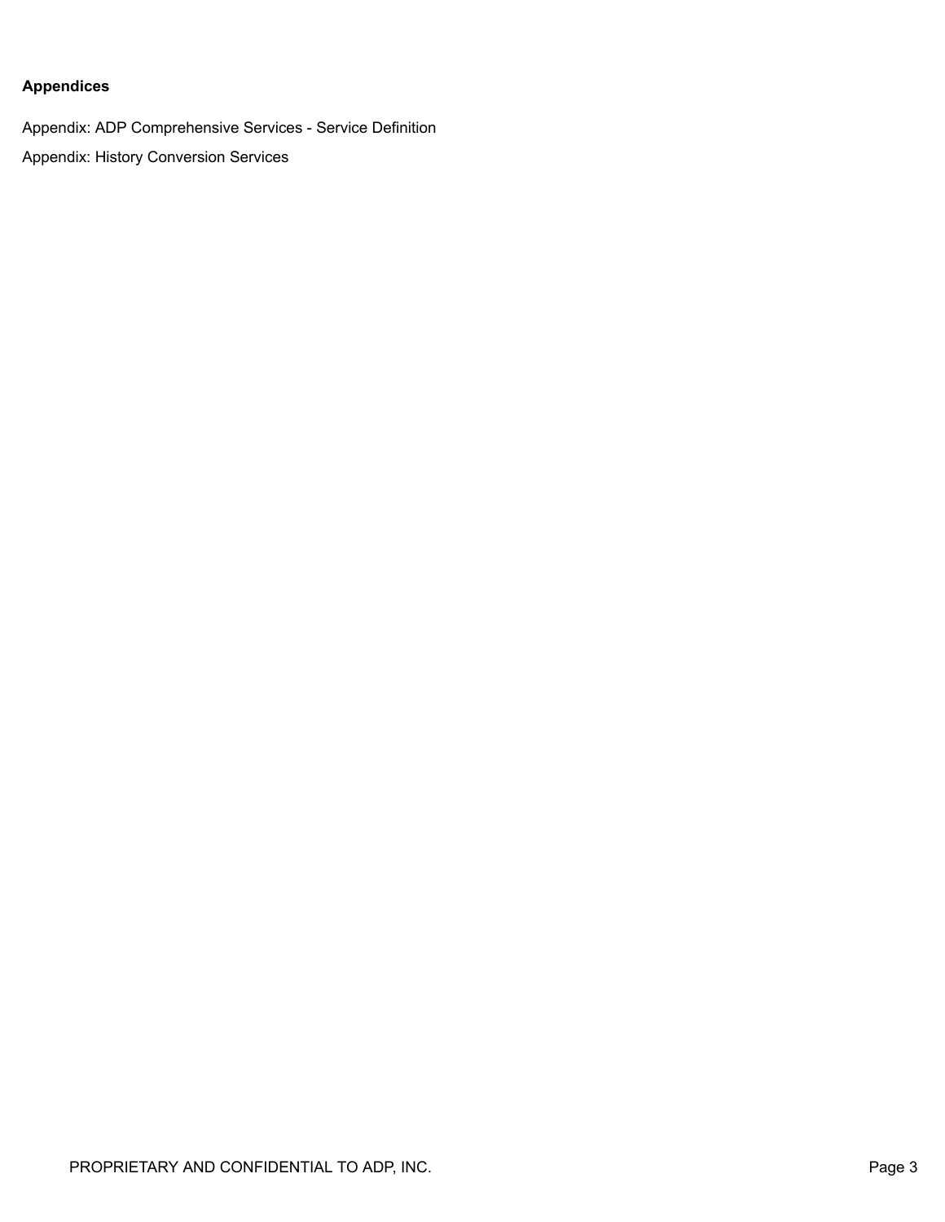**Appendices**

Appendix: ADP Comprehensive Services - Service Definition

Appendix: History Conversion Services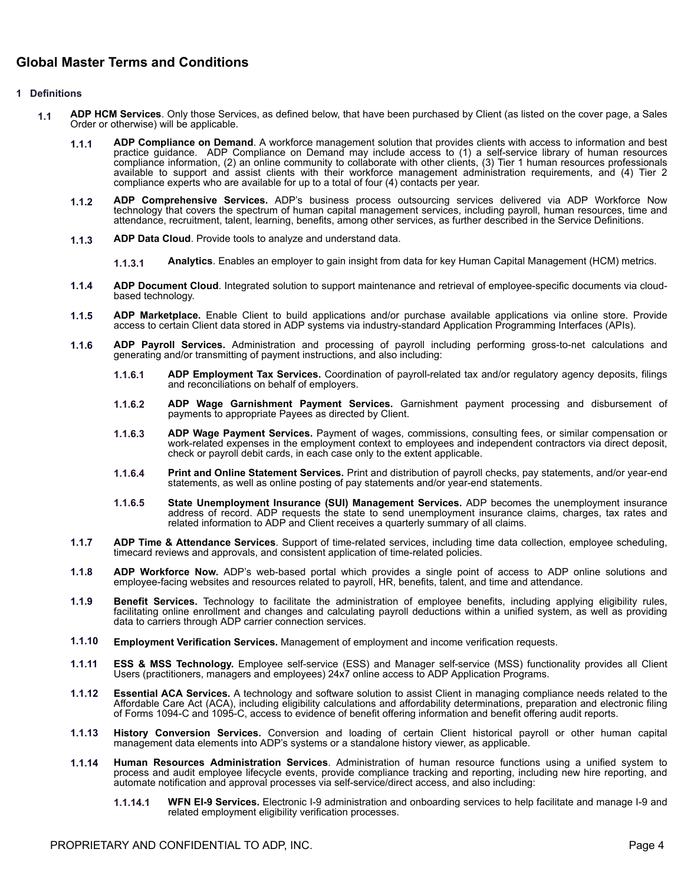# Global Master Terms and Conditions

## 1 Definitions

**1.1** **ADP HCM Services**. Only those Services, as defined below, that have been purchased by Client (as listed on the cover page, a Sales Order or otherwise) will be applicable.

**1.1.1** **ADP Compliance on Demand**. A workforce management solution that provides clients with access to information and best practice guidance. ADP Compliance on Demand may include access to (1) a self-service library of human resources compliance information, (2) an online community to collaborate with other clients, (3) Tier 1 human resources professionals available to support and assist clients with their workforce management administration requirements, and (4) Tier 2 compliance experts who are available for up to a total of four (4) contacts per year.

**1.1.2** **ADP Comprehensive Services.** ADP's business process outsourcing services delivered via ADP Workforce Now technology that covers the spectrum of human capital management services, including payroll, human resources, time and attendance, recruitment, talent, learning, benefits, among other services, as further described in the Service Definitions.

**1.1.3** **ADP Data Cloud**. Provide tools to analyze and understand data.

**1.1.3.1** **Analytics**. Enables an employer to gain insight from data for key Human Capital Management (HCM) metrics.

**1.1.4** **ADP Document Cloud**. Integrated solution to support maintenance and retrieval of employee-specific documents via cloud-based technology.

**1.1.5** **ADP Marketplace.** Enable Client to build applications and/or purchase available applications via online store. Provide access to certain Client data stored in ADP systems via industry-standard Application Programming Interfaces (APIs).

**1.1.6** **ADP Payroll Services.** Administration and processing of payroll including performing gross-to-net calculations and generating and/or transmitting of payment instructions, and also including:

**1.1.6.1** **ADP Employment Tax Services.** Coordination of payroll-related tax and/or regulatory agency deposits, filings and reconciliations on behalf of employers.

**1.1.6.2** **ADP Wage Garnishment Payment Services.** Garnishment payment processing and disbursement of payments to appropriate Payees as directed by Client.

**1.1.6.3** **ADP Wage Payment Services.** Payment of wages, commissions, consulting fees, or similar compensation or work-related expenses in the employment context to employees and independent contractors via direct deposit, check or payroll debit cards, in each case only to the extent applicable.

**1.1.6.4** **Print and Online Statement Services.** Print and distribution of payroll checks, pay statements, and/or year-end statements, as well as online posting of pay statements and/or year-end statements.

**1.1.6.5** **State Unemployment Insurance (SUI) Management Services.** ADP becomes the unemployment insurance address of record. ADP requests the state to send unemployment insurance claims, charges, tax rates and related information to ADP and Client receives a quarterly summary of all claims.

**1.1.7** **ADP Time & Attendance Services**. Support of time-related services, including time data collection, employee scheduling, timecard reviews and approvals, and consistent application of time-related policies.

**1.1.8** **ADP Workforce Now.** ADP's web-based portal which provides a single point of access to ADP online solutions and employee-facing websites and resources related to payroll, HR, benefits, talent, and time and attendance.

**1.1.9** **Benefit Services.** Technology to facilitate the administration of employee benefits, including applying eligibility rules, facilitating online enrollment and changes and calculating payroll deductions within a unified system, as well as providing data to carriers through ADP carrier connection services.

**1.1.10** **Employment Verification Services.** Management of employment and income verification requests.

**1.1.11** **ESS & MSS Technology.** Employee self-service (ESS) and Manager self-service (MSS) functionality provides all Client Users (practitioners, managers and employees) 24x7 online access to ADP Application Programs.

**1.1.12** **Essential ACA Services.** A technology and software solution to assist Client in managing compliance needs related to the Affordable Care Act (ACA), including eligibility calculations and affordability determinations, preparation and electronic filing of Forms 1094-C and 1095-C, access to evidence of benefit offering information and benefit offering audit reports.

**1.1.13** **History Conversion Services.** Conversion and loading of certain Client historical payroll or other human capital management data elements into ADP's systems or a standalone history viewer, as applicable.

**1.1.14** **Human Resources Administration Services**. Administration of human resource functions using a unified system to process and audit employee lifecycle events, provide compliance tracking and reporting, including new hire reporting, and automate notification and approval processes via self-service/direct access, and also including:

**1.1.14.1** **WFN EI-9 Services.** Electronic I-9 administration and onboarding services to help facilitate and manage I-9 and related employment eligibility verification processes.

PROPRIETARY AND CONFIDENTIAL TO ADP, INC.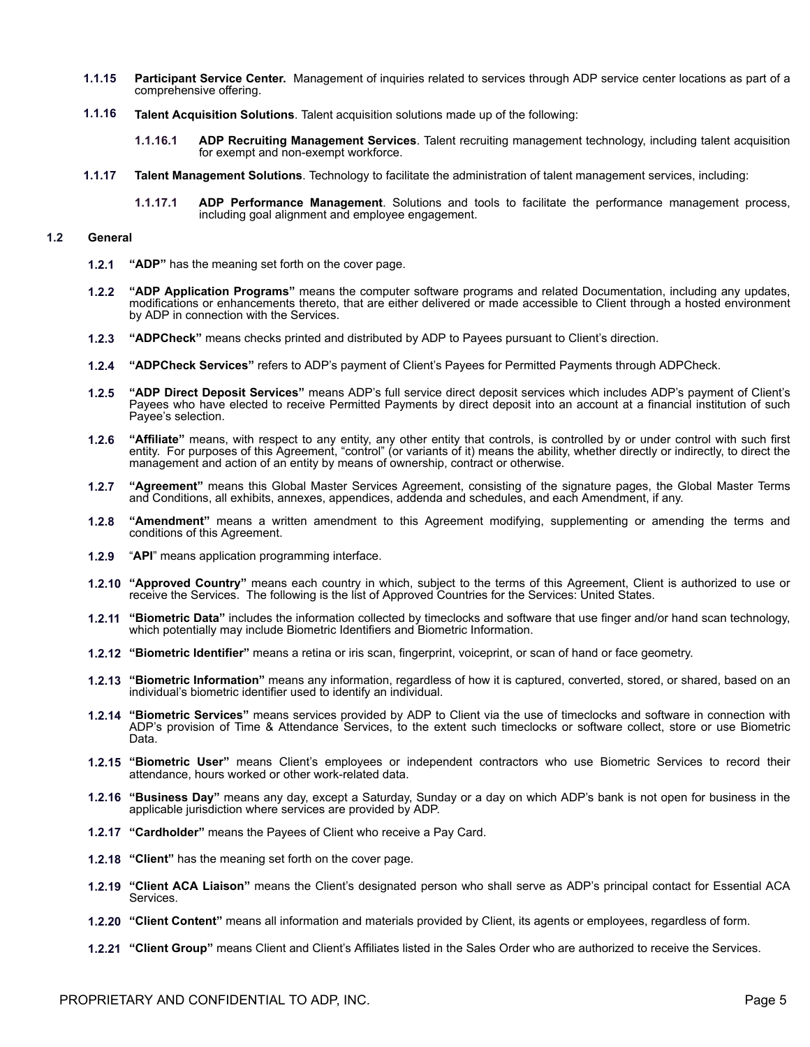**1.1.15 Participant Service Center.** Management of inquiries related to services through ADP service center locations as part of a comprehensive offering.

**1.1.16 Talent Acquisition Solutions**. Talent acquisition solutions made up of the following:

**1.1.16.1 ADP Recruiting Management Services**. Talent recruiting management technology, including talent acquisition for exempt and non-exempt workforce.

**1.1.17 Talent Management Solutions**. Technology to facilitate the administration of talent management services, including:

**1.1.17.1 ADP Performance Management**. Solutions and tools to facilitate the performance management process, including goal alignment and employee engagement.

## 1.2 General

**1.2.1** **"ADP"** has the meaning set forth on the cover page.

**1.2.2** **"ADP Application Programs"** means the computer software programs and related Documentation, including any updates, modifications or enhancements thereto, that are either delivered or made accessible to Client through a hosted environment by ADP in connection with the Services.

**1.2.3** **"ADPCheck"** means checks printed and distributed by ADP to Payees pursuant to Client's direction.

**1.2.4** **"ADPCheck Services"** refers to ADP's payment of Client's Payees for Permitted Payments through ADPCheck.

**1.2.5** **"ADP Direct Deposit Services"** means ADP's full service direct deposit services which includes ADP's payment of Client's Payees who have elected to receive Permitted Payments by direct deposit into an account at a financial institution of such Payee's selection.

**1.2.6** **"Affiliate"** means, with respect to any entity, any other entity that controls, is controlled by or under control with such first entity. For purposes of this Agreement, "control" (or variants of it) means the ability, whether directly or indirectly, to direct the management and action of an entity by means of ownership, contract or otherwise.

**1.2.7** **"Agreement"** means this Global Master Services Agreement, consisting of the signature pages, the Global Master Terms and Conditions, all exhibits, annexes, appendices, addenda and schedules, and each Amendment, if any.

**1.2.8** **"Amendment"** means a written amendment to this Agreement modifying, supplementing or amending the terms and conditions of this Agreement.

**1.2.9** "**API**" means application programming interface.

**1.2.10** **"Approved Country"** means each country in which, subject to the terms of this Agreement, Client is authorized to use or receive the Services. The following is the list of Approved Countries for the Services: United States.

**1.2.11** **"Biometric Data"** includes the information collected by timeclocks and software that use finger and/or hand scan technology, which potentially may include Biometric Identifiers and Biometric Information.

**1.2.12** **"Biometric Identifier"** means a retina or iris scan, fingerprint, voiceprint, or scan of hand or face geometry.

**1.2.13** **"Biometric Information"** means any information, regardless of how it is captured, converted, stored, or shared, based on an individual's biometric identifier used to identify an individual.

**1.2.14** **"Biometric Services"** means services provided by ADP to Client via the use of timeclocks and software in connection with ADP's provision of Time & Attendance Services, to the extent such timeclocks or software collect, store or use Biometric Data.

**1.2.15** **"Biometric User"** means Client's employees or independent contractors who use Biometric Services to record their attendance, hours worked or other work-related data.

**1.2.16** **"Business Day"** means any day, except a Saturday, Sunday or a day on which ADP's bank is not open for business in the applicable jurisdiction where services are provided by ADP.

**1.2.17** **"Cardholder"** means the Payees of Client who receive a Pay Card.

**1.2.18** **"Client"** has the meaning set forth on the cover page.

**1.2.19** **"Client ACA Liaison"** means the Client's designated person who shall serve as ADP's principal contact for Essential ACA Services.

**1.2.20** **"Client Content"** means all information and materials provided by Client, its agents or employees, regardless of form.

**1.2.21** **"Client Group"** means Client and Client's Affiliates listed in the Sales Order who are authorized to receive the Services.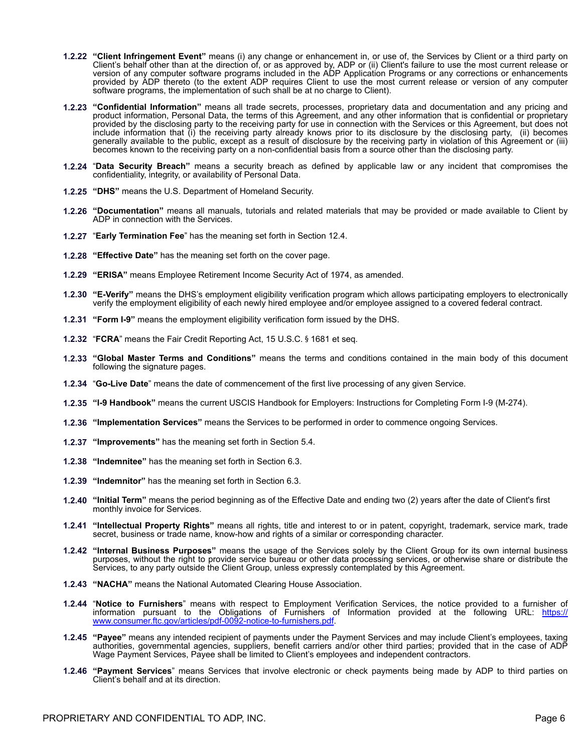**1.2.22** **"Client Infringement Event"** means (i) any change or enhancement in, or use of, the Services by Client or a third party on Client's behalf other than at the direction of, or as approved by, ADP or (ii) Client's failure to use the most current release or version of any computer software programs included in the ADP Application Programs or any corrections or enhancements provided by ADP thereto (to the extent ADP requires Client to use the most current release or version of any computer software programs, the implementation of such shall be at no charge to Client).

**1.2.23** **"Confidential Information"** means all trade secrets, processes, proprietary data and documentation and any pricing and product information, Personal Data, the terms of this Agreement, and any other information that is confidential or proprietary provided by the disclosing party to the receiving party for use in connection with the Services or this Agreement, but does not include information that (i) the receiving party already knows prior to its disclosure by the disclosing party, (ii) becomes generally available to the public, except as a result of disclosure by the receiving party in violation of this Agreement or (iii) becomes known to the receiving party on a non-confidential basis from a source other than the disclosing party.

**1.2.24** "**Data Security Breach"** means a security breach as defined by applicable law or any incident that compromises the confidentiality, integrity, or availability of Personal Data.

**1.2.25** **"DHS"** means the U.S. Department of Homeland Security.

**1.2.26** **"Documentation"** means all manuals, tutorials and related materials that may be provided or made available to Client by ADP in connection with the Services.

**1.2.27** "**Early Termination Fee**" has the meaning set forth in Section 12.4.

**1.2.28** **"Effective Date"** has the meaning set forth on the cover page.

**1.2.29** **"ERISA"** means Employee Retirement Income Security Act of 1974, as amended.

**1.2.30** **"E-Verify"** means the DHS's employment eligibility verification program which allows participating employers to electronically verify the employment eligibility of each newly hired employee and/or employee assigned to a covered federal contract.

**1.2.31** **"Form I-9"** means the employment eligibility verification form issued by the DHS.

**1.2.32** "**FCRA**" means the Fair Credit Reporting Act, 15 U.S.C. § 1681 et seq.

**1.2.33** **"Global Master Terms and Conditions"** means the terms and conditions contained in the main body of this document following the signature pages.

**1.2.34** "**Go-Live Date**" means the date of commencement of the first live processing of any given Service.

**1.2.35** **"I-9 Handbook"** means the current USCIS Handbook for Employers: Instructions for Completing Form I-9 (M-274).

**1.2.36** **"Implementation Services"** means the Services to be performed in order to commence ongoing Services.

**1.2.37** **"Improvements"** has the meaning set forth in Section 5.4.

**1.2.38** **"Indemnitee"** has the meaning set forth in Section 6.3.

**1.2.39** **"Indemnitor"** has the meaning set forth in Section 6.3.

**1.2.40** **"Initial Term"** means the period beginning as of the Effective Date and ending two (2) years after the date of Client's first monthly invoice for Services.

**1.2.41** **"Intellectual Property Rights"** means all rights, title and interest to or in patent, copyright, trademark, service mark, trade secret, business or trade name, know-how and rights of a similar or corresponding character.

**1.2.42** **"Internal Business Purposes"** means the usage of the Services solely by the Client Group for its own internal business purposes, without the right to provide service bureau or other data processing services, or otherwise share or distribute the Services, to any party outside the Client Group, unless expressly contemplated by this Agreement.

**1.2.43** **"NACHA"** means the National Automated Clearing House Association.

**1.2.44** "**Notice to Furnishers**" means with respect to Employment Verification Services, the notice provided to a furnisher of information pursuant to the Obligations of Furnishers of Information provided at the following URL: [https://www.consumer.ftc.gov/articles/pdf-0092-notice-to-furnishers.pdf](https://www.consumer.ftc.gov/articles/pdf-0092-notice-to-furnishers.pdf).

**1.2.45** **"Payee"** means any intended recipient of payments under the Payment Services and may include Client's employees, taxing authorities, governmental agencies, suppliers, benefit carriers and/or other third parties; provided that in the case of ADP Wage Payment Services, Payee shall be limited to Client's employees and independent contractors.

**1.2.46** **"Payment Services**" means Services that involve electronic or check payments being made by ADP to third parties on Client's behalf and at its direction.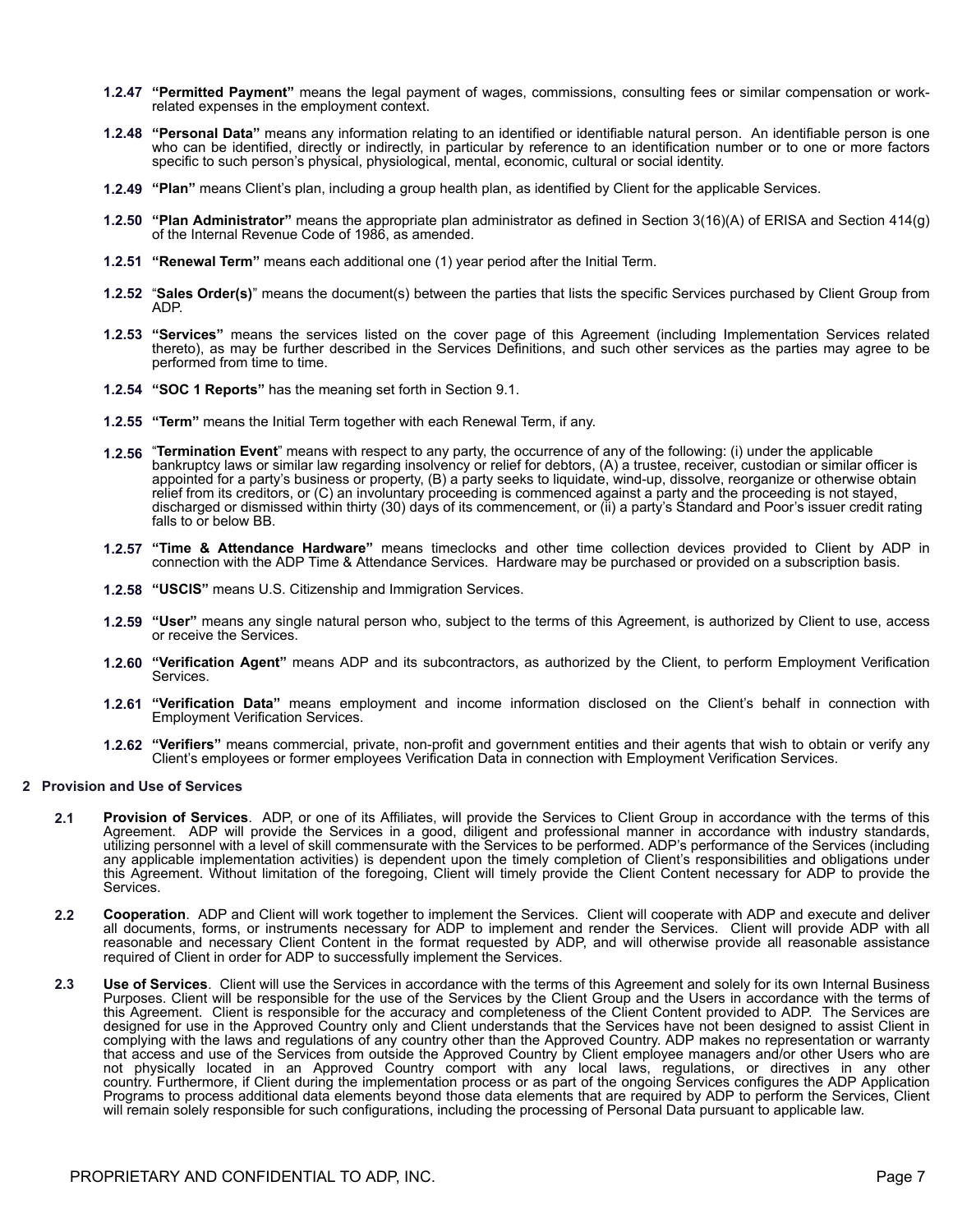**1.2.47** **"Permitted Payment"** means the legal payment of wages, commissions, consulting fees or similar compensation or work-related expenses in the employment context.

**1.2.48** **"Personal Data"** means any information relating to an identified or identifiable natural person. An identifiable person is one who can be identified, directly or indirectly, in particular by reference to an identification number or to one or more factors specific to such person's physical, physiological, mental, economic, cultural or social identity.

**1.2.49** **"Plan"** means Client's plan, including a group health plan, as identified by Client for the applicable Services.

**1.2.50** **"Plan Administrator"** means the appropriate plan administrator as defined in Section 3(16)(A) of ERISA and Section 414(g) of the Internal Revenue Code of 1986, as amended.

**1.2.51** **"Renewal Term"** means each additional one (1) year period after the Initial Term.

**1.2.52** "**Sales Order(s)**" means the document(s) between the parties that lists the specific Services purchased by Client Group from ADP.

**1.2.53** **"Services"** means the services listed on the cover page of this Agreement (including Implementation Services related thereto), as may be further described in the Services Definitions, and such other services as the parties may agree to be performed from time to time.

**1.2.54** **"SOC 1 Reports"** has the meaning set forth in Section 9.1.

**1.2.55** **"Term"** means the Initial Term together with each Renewal Term, if any.

**1.2.56** "**Termination Event**" means with respect to any party, the occurrence of any of the following: (i) under the applicable bankruptcy laws or similar law regarding insolvency or relief for debtors, (A) a trustee, receiver, custodian or similar officer is appointed for a party's business or property, (B) a party seeks to liquidate, wind-up, dissolve, reorganize or otherwise obtain relief from its creditors, or (C) an involuntary proceeding is commenced against a party and the proceeding is not stayed, discharged or dismissed within thirty (30) days of its commencement, or (ii) a party's Standard and Poor's issuer credit rating falls to or below BB.

**1.2.57** **"Time & Attendance Hardware"** means timeclocks and other time collection devices provided to Client by ADP in connection with the ADP Time & Attendance Services. Hardware may be purchased or provided on a subscription basis.

**1.2.58** **"USCIS"** means U.S. Citizenship and Immigration Services.

**1.2.59** **"User"** means any single natural person who, subject to the terms of this Agreement, is authorized by Client to use, access or receive the Services.

**1.2.60** **"Verification Agent"** means ADP and its subcontractors, as authorized by the Client, to perform Employment Verification Services.

**1.2.61** **"Verification Data"** means employment and income information disclosed on the Client's behalf in connection with Employment Verification Services.

**1.2.62** **"Verifiers"** means commercial, private, non-profit and government entities and their agents that wish to obtain or verify any Client's employees or former employees Verification Data in connection with Employment Verification Services.

## 2 Provision and Use of Services

**2.1** **Provision of Services**. ADP, or one of its Affiliates, will provide the Services to Client Group in accordance with the terms of this Agreement. ADP will provide the Services in a good, diligent and professional manner in accordance with industry standards, utilizing personnel with a level of skill commensurate with the Services to be performed. ADP's performance of the Services (including any applicable implementation activities) is dependent upon the timely completion of Client's responsibilities and obligations under this Agreement. Without limitation of the foregoing, Client will timely provide the Client Content necessary for ADP to provide the Services.

**2.2** **Cooperation**. ADP and Client will work together to implement the Services. Client will cooperate with ADP and execute and deliver all documents, forms, or instruments necessary for ADP to implement and render the Services. Client will provide ADP with all reasonable and necessary Client Content in the format requested by ADP, and will otherwise provide all reasonable assistance required of Client in order for ADP to successfully implement the Services.

**2.3** **Use of Services**. Client will use the Services in accordance with the terms of this Agreement and solely for its own Internal Business Purposes. Client will be responsible for the use of the Services by the Client Group and the Users in accordance with the terms of this Agreement. Client is responsible for the accuracy and completeness of the Client Content provided to ADP. The Services are designed for use in the Approved Country only and Client understands that the Services have not been designed to assist Client in complying with the laws and regulations of any country other than the Approved Country. ADP makes no representation or warranty that access and use of the Services from outside the Approved Country by Client employee managers and/or other Users who are not physically located in an Approved Country comport with any local laws, regulations, or directives in any other country. Furthermore, if Client during the implementation process or as part of the ongoing Services configures the ADP Application Programs to process additional data elements beyond those data elements that are required by ADP to perform the Services, Client will remain solely responsible for such configurations, including the processing of Personal Data pursuant to applicable law.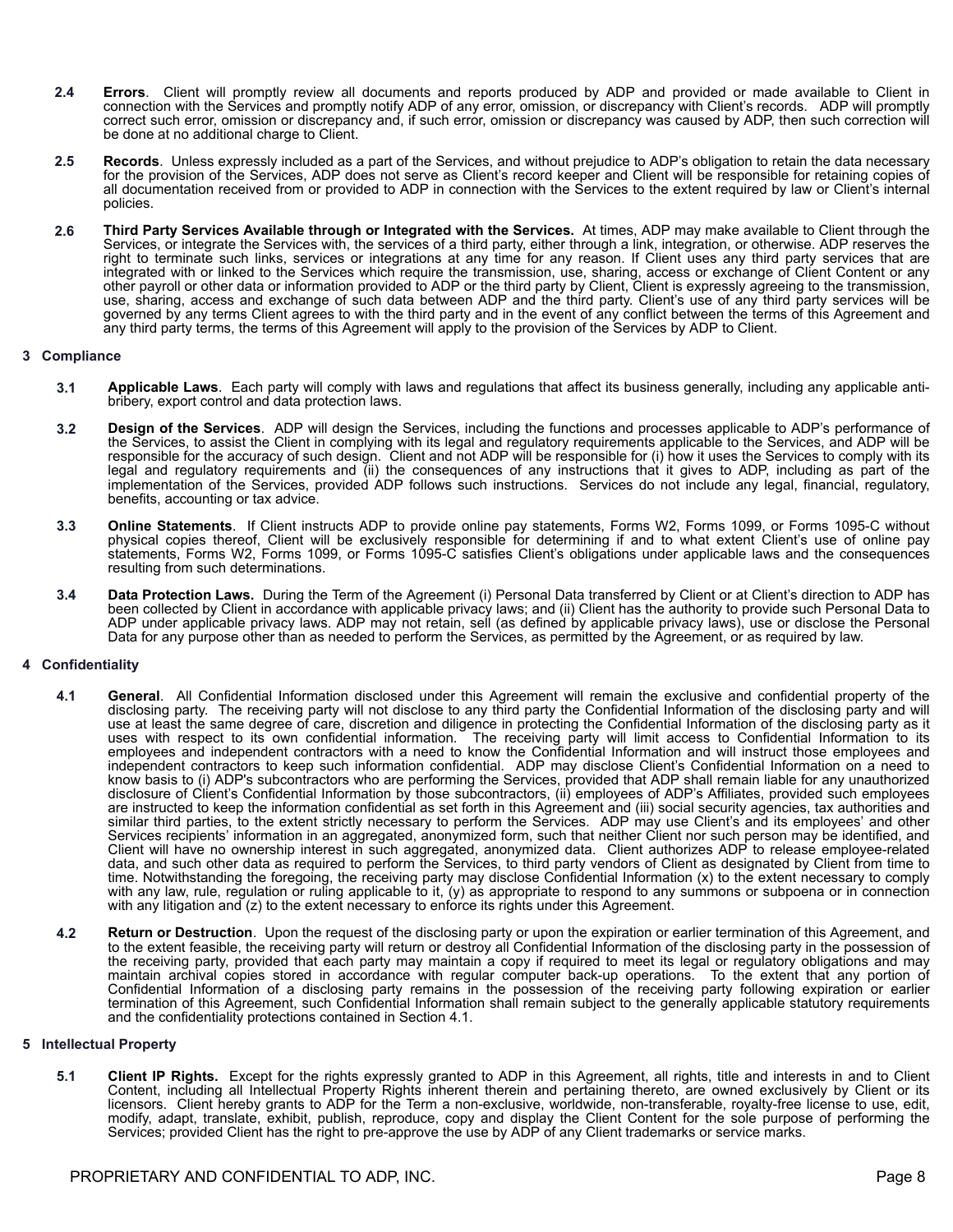**2.4 Errors**. Client will promptly review all documents and reports produced by ADP and provided or made available to Client in connection with the Services and promptly notify ADP of any error, omission, or discrepancy with Client's records. ADP will promptly correct such error, omission or discrepancy and, if such error, omission or discrepancy was caused by ADP, then such correction will be done at no additional charge to Client.

**2.5 Records**. Unless expressly included as a part of the Services, and without prejudice to ADP's obligation to retain the data necessary for the provision of the Services, ADP does not serve as Client's record keeper and Client will be responsible for retaining copies of all documentation received from or provided to ADP in connection with the Services to the extent required by law or Client's internal policies.

**2.6 Third Party Services Available through or Integrated with the Services.** At times, ADP may make available to Client through the Services, or integrate the Services with, the services of a third party, either through a link, integration, or otherwise. ADP reserves the right to terminate such links, services or integrations at any time for any reason. If Client uses any third party services that are integrated with or linked to the Services which require the transmission, use, sharing, access or exchange of Client Content or any other payroll or other data or information provided to ADP or the third party by Client, Client is expressly agreeing to the transmission, use, sharing, access and exchange of such data between ADP and the third party. Client's use of any third party services will be governed by any terms Client agrees to with the third party and in the event of any conflict between the terms of this Agreement and any third party terms, the terms of this Agreement will apply to the provision of the Services by ADP to Client.

## 3 Compliance

**3.1 Applicable Laws**. Each party will comply with laws and regulations that affect its business generally, including any applicable anti-bribery, export control and data protection laws.

**3.2 Design of the Services**. ADP will design the Services, including the functions and processes applicable to ADP's performance of the Services, to assist the Client in complying with its legal and regulatory requirements applicable to the Services, and ADP will be responsible for the accuracy of such design. Client and not ADP will be responsible for (i) how it uses the Services to comply with its legal and regulatory requirements and (ii) the consequences of any instructions that it gives to ADP, including as part of the implementation of the Services, provided ADP follows such instructions. Services do not include any legal, financial, regulatory, benefits, accounting or tax advice.

**3.3 Online Statements**. If Client instructs ADP to provide online pay statements, Forms W2, Forms 1099, or Forms 1095-C without physical copies thereof, Client will be exclusively responsible for determining if and to what extent Client's use of online pay statements, Forms W2, Forms 1099, or Forms 1095-C satisfies Client's obligations under applicable laws and the consequences resulting from such determinations.

**3.4 Data Protection Laws.** During the Term of the Agreement (i) Personal Data transferred by Client or at Client's direction to ADP has been collected by Client in accordance with applicable privacy laws; and (ii) Client has the authority to provide such Personal Data to ADP under applicable privacy laws. ADP may not retain, sell (as defined by applicable privacy laws), use or disclose the Personal Data for any purpose other than as needed to perform the Services, as permitted by the Agreement, or as required by law.

## 4 Confidentiality

**4.1 General**. All Confidential Information disclosed under this Agreement will remain the exclusive and confidential property of the disclosing party. The receiving party will not disclose to any third party the Confidential Information of the disclosing party and will use at least the same degree of care, discretion and diligence in protecting the Confidential Information of the disclosing party as it uses with respect to its own confidential information. The receiving party will limit access to Confidential Information to its employees and independent contractors with a need to know the Confidential Information and will instruct those employees and independent contractors to keep such information confidential. ADP may disclose Client's Confidential Information on a need to know basis to (i) ADP's subcontractors who are performing the Services, provided that ADP shall remain liable for any unauthorized disclosure of Client's Confidential Information by those subcontractors, (ii) employees of ADP's Affiliates, provided such employees are instructed to keep the information confidential as set forth in this Agreement and (iii) social security agencies, tax authorities and similar third parties, to the extent strictly necessary to perform the Services. ADP may use Client's and its employees' and other Services recipients' information in an aggregated, anonymized form, such that neither Client nor such person may be identified, and Client will have no ownership interest in such aggregated, anonymized data. Client authorizes ADP to release employee-related data, and such other data as required to perform the Services, to third party vendors of Client as designated by Client from time to time. Notwithstanding the foregoing, the receiving party may disclose Confidential Information (x) to the extent necessary to comply with any law, rule, regulation or ruling applicable to it, (y) as appropriate to respond to any summons or subpoena or in connection with any litigation and (z) to the extent necessary to enforce its rights under this Agreement.

**4.2 Return or Destruction**. Upon the request of the disclosing party or upon the expiration or earlier termination of this Agreement, and to the extent feasible, the receiving party will return or destroy all Confidential Information of the disclosing party in the possession of the receiving party, provided that each party may maintain a copy if required to meet its legal or regulatory obligations and may maintain archival copies stored in accordance with regular computer back-up operations. To the extent that any portion of Confidential Information of a disclosing party remains in the possession of the receiving party following expiration or earlier termination of this Agreement, such Confidential Information shall remain subject to the generally applicable statutory requirements and the confidentiality protections contained in Section 4.1.

## 5 Intellectual Property

**5.1 Client IP Rights.** Except for the rights expressly granted to ADP in this Agreement, all rights, title and interests in and to Client Content, including all Intellectual Property Rights inherent therein and pertaining thereto, are owned exclusively by Client or its licensors. Client hereby grants to ADP for the Term a non-exclusive, worldwide, non-transferable, royalty-free license to use, edit, modify, adapt, translate, exhibit, publish, reproduce, copy and display the Client Content for the sole purpose of performing the Services; provided Client has the right to pre-approve the use by ADP of any Client trademarks or service marks.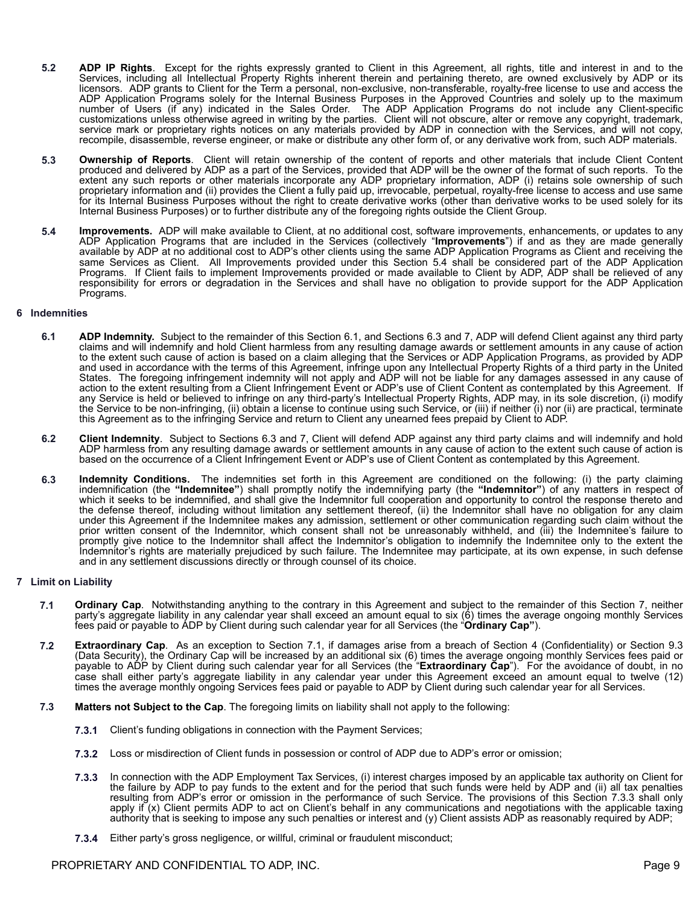**5.2 ADP IP Rights**. Except for the rights expressly granted to Client in this Agreement, all rights, title and interest in and to the Services, including all Intellectual Property Rights inherent therein and pertaining thereto, are owned exclusively by ADP or its licensors. ADP grants to Client for the Term a personal, non-exclusive, non-transferable, royalty-free license to use and access the ADP Application Programs solely for the Internal Business Purposes in the Approved Countries and solely up to the maximum number of Users (if any) indicated in the Sales Order. The ADP Application Programs do not include any Client-specific customizations unless otherwise agreed in writing by the parties. Client will not obscure, alter or remove any copyright, trademark, service mark or proprietary rights notices on any materials provided by ADP in connection with the Services, and will not copy, recompile, disassemble, reverse engineer, or make or distribute any other form of, or any derivative work from, such ADP materials.

**5.3 Ownership of Reports**. Client will retain ownership of the content of reports and other materials that include Client Content produced and delivered by ADP as a part of the Services, provided that ADP will be the owner of the format of such reports. To the extent any such reports or other materials incorporate any ADP proprietary information, ADP (i) retains sole ownership of such proprietary information and (ii) provides the Client a fully paid up, irrevocable, perpetual, royalty-free license to access and use same for its Internal Business Purposes without the right to create derivative works (other than derivative works to be used solely for its Internal Business Purposes) or to further distribute any of the foregoing rights outside the Client Group.

**5.4 Improvements.** ADP will make available to Client, at no additional cost, software improvements, enhancements, or updates to any ADP Application Programs that are included in the Services (collectively "**Improvements**") if and as they are made generally available by ADP at no additional cost to ADP's other clients using the same ADP Application Programs as Client and receiving the same Services as Client. All Improvements provided under this Section 5.4 shall be considered part of the ADP Application Programs. If Client fails to implement Improvements provided or made available to Client by ADP, ADP shall be relieved of any responsibility for errors or degradation in the Services and shall have no obligation to provide support for the ADP Application Programs.

## 6 Indemnities

**6.1 ADP Indemnity.** Subject to the remainder of this Section 6.1, and Sections 6.3 and 7, ADP will defend Client against any third party claims and will indemnify and hold Client harmless from any resulting damage awards or settlement amounts in any cause of action to the extent such cause of action is based on a claim alleging that the Services or ADP Application Programs, as provided by ADP and used in accordance with the terms of this Agreement, infringe upon any Intellectual Property Rights of a third party in the United States. The foregoing infringement indemnity will not apply and ADP will not be liable for any damages assessed in any cause of action to the extent resulting from a Client Infringement Event or ADP's use of Client Content as contemplated by this Agreement. If any Service is held or believed to infringe on any third-party's Intellectual Property Rights, ADP may, in its sole discretion, (i) modify the Service to be non-infringing, (ii) obtain a license to continue using such Service, or (iii) if neither (i) nor (ii) are practical, terminate this Agreement as to the infringing Service and return to Client any unearned fees prepaid by Client to ADP.

**6.2 Client Indemnity**. Subject to Sections 6.3 and 7, Client will defend ADP against any third party claims and will indemnify and hold ADP harmless from any resulting damage awards or settlement amounts in any cause of action to the extent such cause of action is based on the occurrence of a Client Infringement Event or ADP's use of Client Content as contemplated by this Agreement.

**6.3 Indemnity Conditions.** The indemnities set forth in this Agreement are conditioned on the following: (i) the party claiming indemnification (the **"Indemnitee"**) shall promptly notify the indemnifying party (the **"Indemnitor"**) of any matters in respect of which it seeks to be indemnified, and shall give the Indemnitor full cooperation and opportunity to control the response thereto and the defense thereof, including without limitation any settlement thereof, (ii) the Indemnitor shall have no obligation for any claim under this Agreement if the Indemnitee makes any admission, settlement or other communication regarding such claim without the prior written consent of the Indemnitor, which consent shall not be unreasonably withheld, and (iii) the Indemnitee's failure to promptly give notice to the Indemnitor shall affect the Indemnitor's obligation to indemnify the Indemnitee only to the extent the Indemnitor's rights are materially prejudiced by such failure. The Indemnitee may participate, at its own expense, in such defense and in any settlement discussions directly or through counsel of its choice.

## 7 Limit on Liability

**7.1 Ordinary Cap**. Notwithstanding anything to the contrary in this Agreement and subject to the remainder of this Section 7, neither party's aggregate liability in any calendar year shall exceed an amount equal to six (6) times the average ongoing monthly Services fees paid or payable to ADP by Client during such calendar year for all Services (the "**Ordinary Cap"**).

**7.2 Extraordinary Cap**. As an exception to Section 7.1, if damages arise from a breach of Section 4 (Confidentiality) or Section 9.3 (Data Security), the Ordinary Cap will be increased by an additional six (6) times the average ongoing monthly Services fees paid or payable to ADP by Client during such calendar year for all Services (the "**Extraordinary Cap**"). For the avoidance of doubt, in no case shall either party's aggregate liability in any calendar year under this Agreement exceed an amount equal to twelve (12) times the average monthly ongoing Services fees paid or payable to ADP by Client during such calendar year for all Services.

**7.3 Matters not Subject to the Cap**. The foregoing limits on liability shall not apply to the following:

**7.3.1** Client's funding obligations in connection with the Payment Services;

**7.3.2** Loss or misdirection of Client funds in possession or control of ADP due to ADP's error or omission;

**7.3.3** In connection with the ADP Employment Tax Services, (i) interest charges imposed by an applicable tax authority on Client for the failure by ADP to pay funds to the extent and for the period that such funds were held by ADP and (ii) all tax penalties resulting from ADP's error or omission in the performance of such Service. The provisions of this Section 7.3.3 shall only apply if (x) Client permits ADP to act on Client's behalf in any communications and negotiations with the applicable taxing authority that is seeking to impose any such penalties or interest and (y) Client assists ADP as reasonably required by ADP;

**7.3.4** Either party's gross negligence, or willful, criminal or fraudulent misconduct;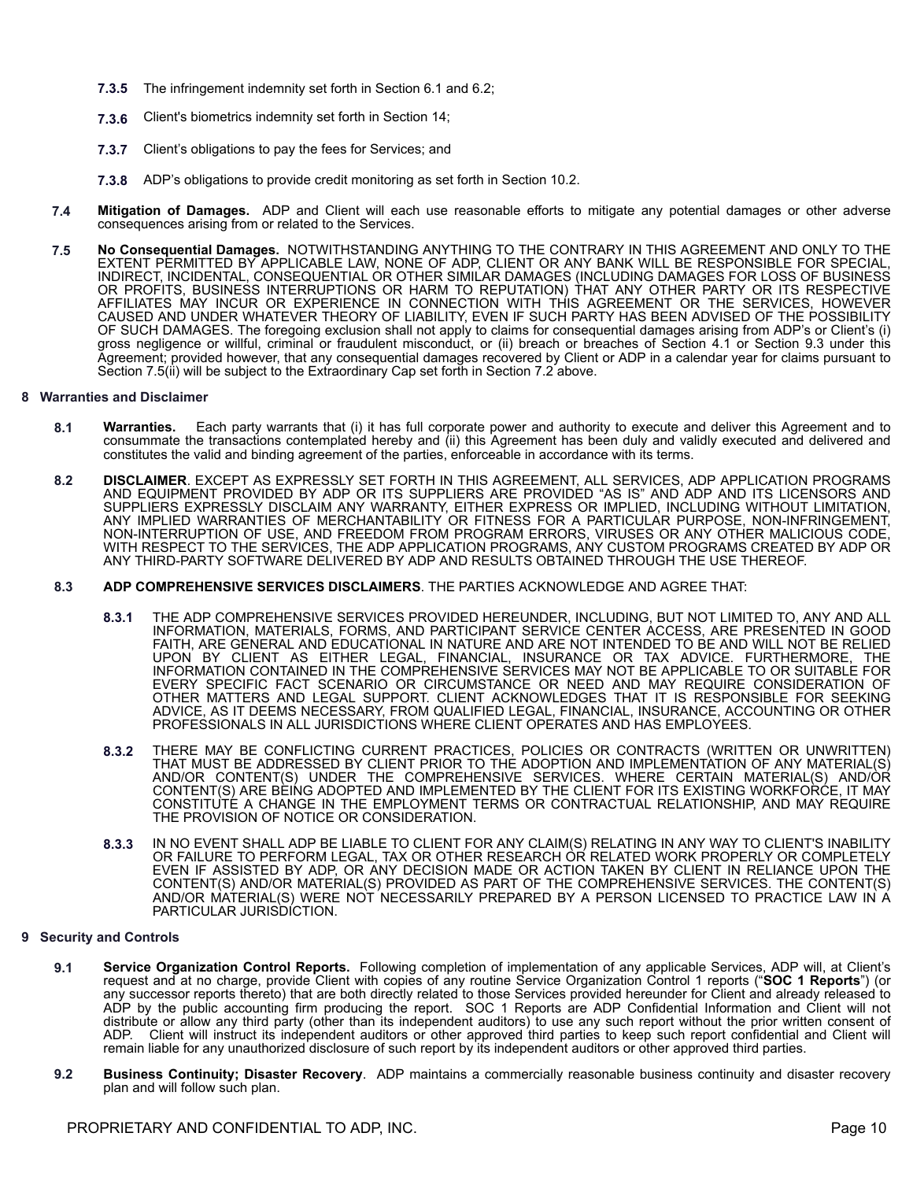**7.3.5** The infringement indemnity set forth in Section 6.1 and 6.2;

**7.3.6** Client's biometrics indemnity set forth in Section 14;

**7.3.7** Client's obligations to pay the fees for Services; and

**7.3.8** ADP's obligations to provide credit monitoring as set forth in Section 10.2.

**7.4** **Mitigation of Damages.** ADP and Client will each use reasonable efforts to mitigate any potential damages or other adverse consequences arising from or related to the Services.

**7.5** **No Consequential Damages.** NOTWITHSTANDING ANYTHING TO THE CONTRARY IN THIS AGREEMENT AND ONLY TO THE EXTENT PERMITTED BY APPLICABLE LAW, NONE OF ADP, CLIENT OR ANY BANK WILL BE RESPONSIBLE FOR SPECIAL, INDIRECT, INCIDENTAL, CONSEQUENTIAL OR OTHER SIMILAR DAMAGES (INCLUDING DAMAGES FOR LOSS OF BUSINESS OR PROFITS, BUSINESS INTERRUPTIONS OR HARM TO REPUTATION) THAT ANY OTHER PARTY OR ITS RESPECTIVE AFFILIATES MAY INCUR OR EXPERIENCE IN CONNECTION WITH THIS AGREEMENT OR THE SERVICES, HOWEVER CAUSED AND UNDER WHATEVER THEORY OF LIABILITY, EVEN IF SUCH PARTY HAS BEEN ADVISED OF THE POSSIBILITY OF SUCH DAMAGES. The foregoing exclusion shall not apply to claims for consequential damages arising from ADP's or Client's (i) gross negligence or willful, criminal or fraudulent misconduct, or (ii) breach or breaches of Section 4.1 or Section 9.3 under this Agreement; provided however, that any consequential damages recovered by Client or ADP in a calendar year for claims pursuant to Section 7.5(ii) will be subject to the Extraordinary Cap set forth in Section 7.2 above.

## 8 Warranties and Disclaimer

**8.1** **Warranties.** Each party warrants that (i) it has full corporate power and authority to execute and deliver this Agreement and to consummate the transactions contemplated hereby and (ii) this Agreement has been duly and validly executed and delivered and constitutes the valid and binding agreement of the parties, enforceable in accordance with its terms.

**8.2** **DISCLAIMER**. EXCEPT AS EXPRESSLY SET FORTH IN THIS AGREEMENT, ALL SERVICES, ADP APPLICATION PROGRAMS AND EQUIPMENT PROVIDED BY ADP OR ITS SUPPLIERS ARE PROVIDED "AS IS" AND ADP AND ITS LICENSORS AND SUPPLIERS EXPRESSLY DISCLAIM ANY WARRANTY, EITHER EXPRESS OR IMPLIED, INCLUDING WITHOUT LIMITATION, ANY IMPLIED WARRANTIES OF MERCHANTABILITY OR FITNESS FOR A PARTICULAR PURPOSE, NON-INFRINGEMENT, NON-INTERRUPTION OF USE, AND FREEDOM FROM PROGRAM ERRORS, VIRUSES OR ANY OTHER MALICIOUS CODE, WITH RESPECT TO THE SERVICES, THE ADP APPLICATION PROGRAMS, ANY CUSTOM PROGRAMS CREATED BY ADP OR ANY THIRD-PARTY SOFTWARE DELIVERED BY ADP AND RESULTS OBTAINED THROUGH THE USE THEREOF.

**8.3** **ADP COMPREHENSIVE SERVICES DISCLAIMERS**. THE PARTIES ACKNOWLEDGE AND AGREE THAT:

**8.3.1** THE ADP COMPREHENSIVE SERVICES PROVIDED HEREUNDER, INCLUDING, BUT NOT LIMITED TO, ANY AND ALL INFORMATION, MATERIALS, FORMS, AND PARTICIPANT SERVICE CENTER ACCESS, ARE PRESENTED IN GOOD FAITH, ARE GENERAL AND EDUCATIONAL IN NATURE AND ARE NOT INTENDED TO BE AND WILL NOT BE RELIED UPON BY CLIENT AS EITHER LEGAL, FINANCIAL, INSURANCE OR TAX ADVICE. FURTHERMORE, THE INFORMATION CONTAINED IN THE COMPREHENSIVE SERVICES MAY NOT BE APPLICABLE TO OR SUITABLE FOR EVERY SPECIFIC FACT SCENARIO OR CIRCUMSTANCE OR NEED AND MAY REQUIRE CONSIDERATION OF OTHER MATTERS AND LEGAL SUPPORT. CLIENT ACKNOWLEDGES THAT IT IS RESPONSIBLE FOR SEEKING ADVICE, AS IT DEEMS NECESSARY, FROM QUALIFIED LEGAL, FINANCIAL, INSURANCE, ACCOUNTING OR OTHER PROFESSIONALS IN ALL JURISDICTIONS WHERE CLIENT OPERATES AND HAS EMPLOYEES.

**8.3.2** THERE MAY BE CONFLICTING CURRENT PRACTICES, POLICIES OR CONTRACTS (WRITTEN OR UNWRITTEN) THAT MUST BE ADDRESSED BY CLIENT PRIOR TO THE ADOPTION AND IMPLEMENTATION OF ANY MATERIAL(S) AND/OR CONTENT(S) UNDER THE COMPREHENSIVE SERVICES. WHERE CERTAIN MATERIAL(S) AND/OR CONTENT(S) ARE BEING ADOPTED AND IMPLEMENTED BY THE CLIENT FOR ITS EXISTING WORKFORCE, IT MAY CONSTITUTE A CHANGE IN THE EMPLOYMENT TERMS OR CONTRACTUAL RELATIONSHIP, AND MAY REQUIRE THE PROVISION OF NOTICE OR CONSIDERATION.

**8.3.3** IN NO EVENT SHALL ADP BE LIABLE TO CLIENT FOR ANY CLAIM(S) RELATING IN ANY WAY TO CLIENT'S INABILITY OR FAILURE TO PERFORM LEGAL, TAX OR OTHER RESEARCH OR RELATED WORK PROPERLY OR COMPLETELY EVEN IF ASSISTED BY ADP, OR ANY DECISION MADE OR ACTION TAKEN BY CLIENT IN RELIANCE UPON THE CONTENT(S) AND/OR MATERIAL(S) PROVIDED AS PART OF THE COMPREHENSIVE SERVICES. THE CONTENT(S) AND/OR MATERIAL(S) WERE NOT NECESSARILY PREPARED BY A PERSON LICENSED TO PRACTICE LAW IN A PARTICULAR JURISDICTION.

## 9 Security and Controls

**9.1** **Service Organization Control Reports.** Following completion of implementation of any applicable Services, ADP will, at Client's request and at no charge, provide Client with copies of any routine Service Organization Control 1 reports ("**SOC 1 Reports**") (or any successor reports thereto) that are both directly related to those Services provided hereunder for Client and already released to ADP by the public accounting firm producing the report. SOC 1 Reports are ADP Confidential Information and Client will not distribute or allow any third party (other than its independent auditors) to use any such report without the prior written consent of ADP. Client will instruct its independent auditors or other approved third parties to keep such report confidential and Client will remain liable for any unauthorized disclosure of such report by its independent auditors or other approved third parties.

**9.2** **Business Continuity; Disaster Recovery**. ADP maintains a commercially reasonable business continuity and disaster recovery plan and will follow such plan.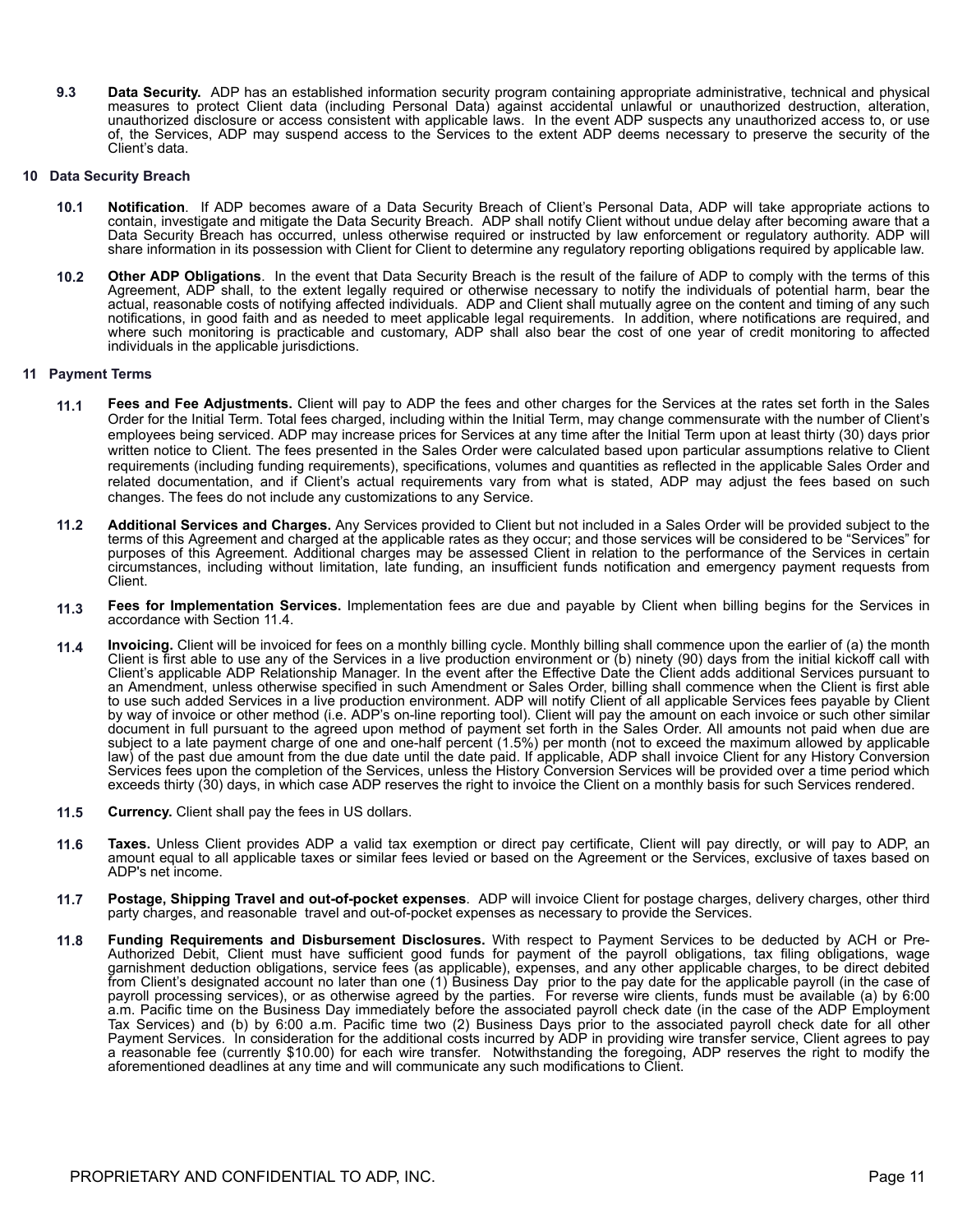**9.3** **Data Security.** ADP has an established information security program containing appropriate administrative, technical and physical measures to protect Client data (including Personal Data) against accidental unlawful or unauthorized destruction, alteration, unauthorized disclosure or access consistent with applicable laws. In the event ADP suspects any unauthorized access to, or use of, the Services, ADP may suspend access to the Services to the extent ADP deems necessary to preserve the security of the Client's data.

## 10 Data Security Breach

**10.1** **Notification**. If ADP becomes aware of a Data Security Breach of Client's Personal Data, ADP will take appropriate actions to contain, investigate and mitigate the Data Security Breach. ADP shall notify Client without undue delay after becoming aware that a Data Security Breach has occurred, unless otherwise required or instructed by law enforcement or regulatory authority. ADP will share information in its possession with Client for Client to determine any regulatory reporting obligations required by applicable law.

**10.2** **Other ADP Obligations**. In the event that Data Security Breach is the result of the failure of ADP to comply with the terms of this Agreement, ADP shall, to the extent legally required or otherwise necessary to notify the individuals of potential harm, bear the actual, reasonable costs of notifying affected individuals. ADP and Client shall mutually agree on the content and timing of any such notifications, in good faith and as needed to meet applicable legal requirements. In addition, where notifications are required, and where such monitoring is practicable and customary, ADP shall also bear the cost of one year of credit monitoring to affected individuals in the applicable jurisdictions.

## 11 Payment Terms

**11.1** **Fees and Fee Adjustments.** Client will pay to ADP the fees and other charges for the Services at the rates set forth in the Sales Order for the Initial Term. Total fees charged, including within the Initial Term, may change commensurate with the number of Client's employees being serviced. ADP may increase prices for Services at any time after the Initial Term upon at least thirty (30) days prior written notice to Client. The fees presented in the Sales Order were calculated based upon particular assumptions relative to Client requirements (including funding requirements), specifications, volumes and quantities as reflected in the applicable Sales Order and related documentation, and if Client's actual requirements vary from what is stated, ADP may adjust the fees based on such changes. The fees do not include any customizations to any Service.

**11.2** **Additional Services and Charges.** Any Services provided to Client but not included in a Sales Order will be provided subject to the terms of this Agreement and charged at the applicable rates as they occur; and those services will be considered to be "Services" for purposes of this Agreement. Additional charges may be assessed Client in relation to the performance of the Services in certain circumstances, including without limitation, late funding, an insufficient funds notification and emergency payment requests from Client.

**11.3** **Fees for Implementation Services.** Implementation fees are due and payable by Client when billing begins for the Services in accordance with Section 11.4.

**11.4** **Invoicing.** Client will be invoiced for fees on a monthly billing cycle. Monthly billing shall commence upon the earlier of (a) the month Client is first able to use any of the Services in a live production environment or (b) ninety (90) days from the initial kickoff call with Client's applicable ADP Relationship Manager. In the event after the Effective Date the Client adds additional Services pursuant to an Amendment, unless otherwise specified in such Amendment or Sales Order, billing shall commence when the Client is first able to use such added Services in a live production environment. ADP will notify Client of all applicable Services fees payable by Client by way of invoice or other method (i.e. ADP's on-line reporting tool). Client will pay the amount on each invoice or such other similar document in full pursuant to the agreed upon method of payment set forth in the Sales Order. All amounts not paid when due are subject to a late payment charge of one and one-half percent (1.5%) per month (not to exceed the maximum allowed by applicable law) of the past due amount from the due date until the date paid. If applicable, ADP shall invoice Client for any History Conversion Services fees upon the completion of the Services, unless the History Conversion Services will be provided over a time period which exceeds thirty (30) days, in which case ADP reserves the right to invoice the Client on a monthly basis for such Services rendered.

**11.5** **Currency.** Client shall pay the fees in US dollars.

**11.6** **Taxes.** Unless Client provides ADP a valid tax exemption or direct pay certificate, Client will pay directly, or will pay to ADP, an amount equal to all applicable taxes or similar fees levied or based on the Agreement or the Services, exclusive of taxes based on ADP's net income.

**11.7** **Postage, Shipping Travel and out-of-pocket expenses**. ADP will invoice Client for postage charges, delivery charges, other third party charges, and reasonable travel and out-of-pocket expenses as necessary to provide the Services.

**11.8** **Funding Requirements and Disbursement Disclosures.** With respect to Payment Services to be deducted by ACH or Pre-Authorized Debit, Client must have sufficient good funds for payment of the payroll obligations, tax filing obligations, wage garnishment deduction obligations, service fees (as applicable), expenses, and any other applicable charges, to be direct debited from Client's designated account no later than one (1) Business Day prior to the pay date for the applicable payroll (in the case of payroll processing services), or as otherwise agreed by the parties. For reverse wire clients, funds must be available (a) by 6:00 a.m. Pacific time on the Business Day immediately before the associated payroll check date (in the case of the ADP Employment Tax Services) and (b) by 6:00 a.m. Pacific time two (2) Business Days prior to the associated payroll check date for all other Payment Services. In consideration for the additional costs incurred by ADP in providing wire transfer service, Client agrees to pay a reasonable fee (currently $10.00) for each wire transfer. Notwithstanding the foregoing, ADP reserves the right to modify the aforementioned deadlines at any time and will communicate any such modifications to Client.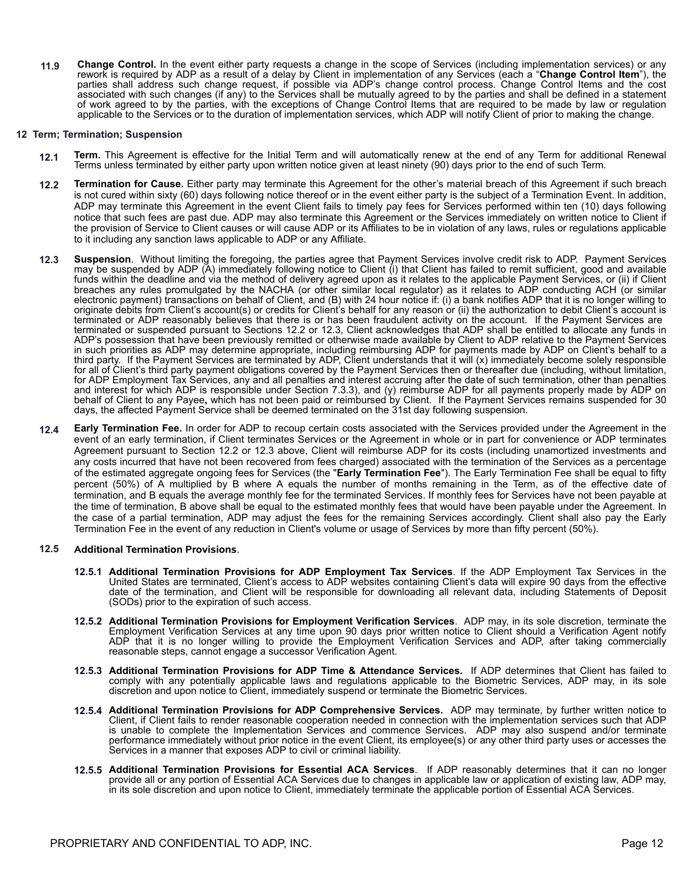**11.9 Change Control.** In the event either party requests a change in the scope of Services (including implementation services) or any rework is required by ADP as a result of a delay by Client in implementation of any Services (each a "**Change Control Item**"), the parties shall address such change request, if possible via ADP's change control process. Change Control Items and the cost associated with such changes (if any) to the Services shall be mutually agreed to by the parties and shall be defined in a statement of work agreed to by the parties, with the exceptions of Change Control Items that are required to be made by law or regulation applicable to the Services or to the duration of implementation services, which ADP will notify Client of prior to making the change.

## 12 Term; Termination; Suspension

**12.1 Term.** This Agreement is effective for the Initial Term and will automatically renew at the end of any Term for additional Renewal Terms unless terminated by either party upon written notice given at least ninety (90) days prior to the end of such Term.

**12.2 Termination for Cause.** Either party may terminate this Agreement for the other's material breach of this Agreement if such breach is not cured within sixty (60) days following notice thereof or in the event either party is the subject of a Termination Event. In addition, ADP may terminate this Agreement in the event Client fails to timely pay fees for Services performed within ten (10) days following notice that such fees are past due. ADP may also terminate this Agreement or the Services immediately on written notice to Client if the provision of Service to Client causes or will cause ADP or its Affiliates to be in violation of any laws, rules or regulations applicable to it including any sanction laws applicable to ADP or any Affiliate.

**12.3 Suspension**. Without limiting the foregoing, the parties agree that Payment Services involve credit risk to ADP. Payment Services may be suspended by ADP (A) immediately following notice to Client (i) that Client has failed to remit sufficient, good and available funds within the deadline and via the method of delivery agreed upon as it relates to the applicable Payment Services, or (ii) if Client breaches any rules promulgated by the NACHA (or other similar local regulator) as it relates to ADP conducting ACH (or similar electronic payment) transactions on behalf of Client, and (B) with 24 hour notice if: (i) a bank notifies ADP that it is no longer willing to originate debits from Client's account(s) or credits for Client's behalf for any reason or (ii) the authorization to debit Client's account is terminated or ADP reasonably believes that there is or has been fraudulent activity on the account. If the Payment Services are terminated or suspended pursuant to Sections 12.2 or 12.3, Client acknowledges that ADP shall be entitled to allocate any funds in ADP's possession that have been previously remitted or otherwise made available by Client to ADP relative to the Payment Services in such priorities as ADP may determine appropriate, including reimbursing ADP for payments made by ADP on Client's behalf to a third party. If the Payment Services are terminated by ADP, Client understands that it will (x) immediately become solely responsible for all of Client's third party payment obligations covered by the Payment Services then or thereafter due (including, without limitation, for ADP Employment Tax Services, any and all penalties and interest accruing after the date of such termination, other than penalties and interest for which ADP is responsible under Section 7.3.3), and (y) reimburse ADP for all payments properly made by ADP on behalf of Client to any Payee**,** which has not been paid or reimbursed by Client. If the Payment Services remains suspended for 30 days, the affected Payment Service shall be deemed terminated on the 31st day following suspension.

**12.4 Early Termination Fee.** In order for ADP to recoup certain costs associated with the Services provided under the Agreement in the event of an early termination, if Client terminates Services or the Agreement in whole or in part for convenience or ADP terminates Agreement pursuant to Section 12.2 or 12.3 above, Client will reimburse ADP for its costs (including unamortized investments and any costs incurred that have not been recovered from fees charged) associated with the termination of the Services as a percentage of the estimated aggregate ongoing fees for Services (the "**Early Termination Fee**"). The Early Termination Fee shall be equal to fifty percent (50%) of A multiplied by B where A equals the number of months remaining in the Term, as of the effective date of termination, and B equals the average monthly fee for the terminated Services. If monthly fees for Services have not been payable at the time of termination, B above shall be equal to the estimated monthly fees that would have been payable under the Agreement. In the case of a partial termination, ADP may adjust the fees for the remaining Services accordingly. Client shall also pay the Early Termination Fee in the event of any reduction in Client's volume or usage of Services by more than fifty percent (50%).

**12.5 Additional Termination Provisions**.

**12.5.1 Additional Termination Provisions for ADP Employment Tax Services**. If the ADP Employment Tax Services in the United States are terminated, Client's access to ADP websites containing Client's data will expire 90 days from the effective date of the termination, and Client will be responsible for downloading all relevant data, including Statements of Deposit (SODs) prior to the expiration of such access.

**12.5.2 Additional Termination Provisions for Employment Verification Services**. ADP may, in its sole discretion, terminate the Employment Verification Services at any time upon 90 days prior written notice to Client should a Verification Agent notify ADP that it is no longer willing to provide the Employment Verification Services and ADP, after taking commercially reasonable steps, cannot engage a successor Verification Agent.

**12.5.3 Additional Termination Provisions for ADP Time & Attendance Services.** If ADP determines that Client has failed to comply with any potentially applicable laws and regulations applicable to the Biometric Services, ADP may, in its sole discretion and upon notice to Client, immediately suspend or terminate the Biometric Services.

**12.5.4 Additional Termination Provisions for ADP Comprehensive Services.** ADP may terminate, by further written notice to Client, if Client fails to render reasonable cooperation needed in connection with the implementation services such that ADP is unable to complete the Implementation Services and commence Services. ADP may also suspend and/or terminate performance immediately without prior notice in the event Client, its employee(s) or any other third party uses or accesses the Services in a manner that exposes ADP to civil or criminal liability.

**12.5.5 Additional Termination Provisions for Essential ACA Services**. If ADP reasonably determines that it can no longer provide all or any portion of Essential ACA Services due to changes in applicable law or application of existing law, ADP may, in its sole discretion and upon notice to Client, immediately terminate the applicable portion of Essential ACA Services.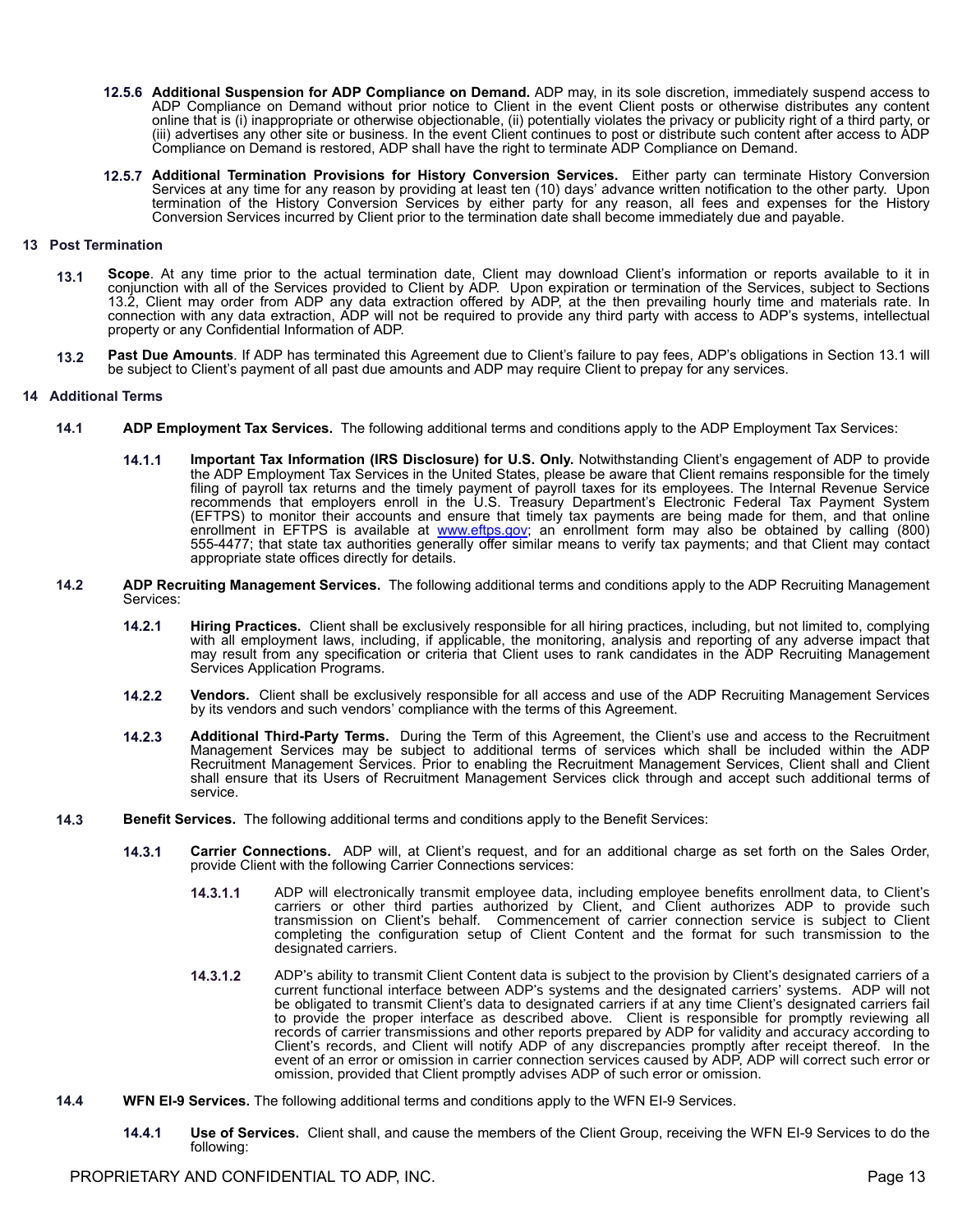**12.5.6 Additional Suspension for ADP Compliance on Demand.** ADP may, in its sole discretion, immediately suspend access to ADP Compliance on Demand without prior notice to Client in the event Client posts or otherwise distributes any content online that is (i) inappropriate or otherwise objectionable, (ii) potentially violates the privacy or publicity right of a third party, or (iii) advertises any other site or business. In the event Client continues to post or distribute such content after access to ADP Compliance on Demand is restored, ADP shall have the right to terminate ADP Compliance on Demand.

**12.5.7 Additional Termination Provisions for History Conversion Services.** Either party can terminate History Conversion Services at any time for any reason by providing at least ten (10) days' advance written notification to the other party. Upon termination of the History Conversion Services by either party for any reason, all fees and expenses for the History Conversion Services incurred by Client prior to the termination date shall become immediately due and payable.

## 13 Post Termination

**13.1 Scope**. At any time prior to the actual termination date, Client may download Client's information or reports available to it in conjunction with all of the Services provided to Client by ADP. Upon expiration or termination of the Services, subject to Sections 13.2, Client may order from ADP any data extraction offered by ADP, at the then prevailing hourly time and materials rate. In connection with any data extraction, ADP will not be required to provide any third party with access to ADP's systems, intellectual property or any Confidential Information of ADP.

**13.2 Past Due Amounts**. If ADP has terminated this Agreement due to Client's failure to pay fees, ADP's obligations in Section 13.1 will be subject to Client's payment of all past due amounts and ADP may require Client to prepay for any services.

## 14 Additional Terms

**14.1 ADP Employment Tax Services.** The following additional terms and conditions apply to the ADP Employment Tax Services:

**14.1.1 Important Tax Information (IRS Disclosure) for U.S. Only.** Notwithstanding Client's engagement of ADP to provide the ADP Employment Tax Services in the United States, please be aware that Client remains responsible for the timely filing of payroll tax returns and the timely payment of payroll taxes for its employees. The Internal Revenue Service recommends that employers enroll in the U.S. Treasury Department's Electronic Federal Tax Payment System (EFTPS) to monitor their accounts and ensure that timely tax payments are being made for them, and that online enrollment in EFTPS is available at www.eftps.gov; an enrollment form may also be obtained by calling (800) 555-4477; that state tax authorities generally offer similar means to verify tax payments; and that Client may contact appropriate state offices directly for details.

**14.2 ADP Recruiting Management Services.** The following additional terms and conditions apply to the ADP Recruiting Management Services:

**14.2.1 Hiring Practices.** Client shall be exclusively responsible for all hiring practices, including, but not limited to, complying with all employment laws, including, if applicable, the monitoring, analysis and reporting of any adverse impact that may result from any specification or criteria that Client uses to rank candidates in the ADP Recruiting Management Services Application Programs.

**14.2.2 Vendors.** Client shall be exclusively responsible for all access and use of the ADP Recruiting Management Services by its vendors and such vendors' compliance with the terms of this Agreement.

**14.2.3 Additional Third-Party Terms.** During the Term of this Agreement, the Client's use and access to the Recruitment Management Services may be subject to additional terms of services which shall be included within the ADP Recruitment Management Services. Prior to enabling the Recruitment Management Services, Client shall and Client shall ensure that its Users of Recruitment Management Services click through and accept such additional terms of service.

**14.3 Benefit Services.** The following additional terms and conditions apply to the Benefit Services:

**14.3.1 Carrier Connections.** ADP will, at Client's request, and for an additional charge as set forth on the Sales Order, provide Client with the following Carrier Connections services:

**14.3.1.1** ADP will electronically transmit employee data, including employee benefits enrollment data, to Client's carriers or other third parties authorized by Client, and Client authorizes ADP to provide such transmission on Client's behalf. Commencement of carrier connection service is subject to Client completing the configuration setup of Client Content and the format for such transmission to the designated carriers.

**14.3.1.2** ADP's ability to transmit Client Content data is subject to the provision by Client's designated carriers of a current functional interface between ADP's systems and the designated carriers' systems. ADP will not be obligated to transmit Client's data to designated carriers if at any time Client's designated carriers fail to provide the proper interface as described above. Client is responsible for promptly reviewing all records of carrier transmissions and other reports prepared by ADP for validity and accuracy according to Client's records, and Client will notify ADP of any discrepancies promptly after receipt thereof. In the event of an error or omission in carrier connection services caused by ADP, ADP will correct such error or omission, provided that Client promptly advises ADP of such error or omission.

**14.4 WFN EI-9 Services.** The following additional terms and conditions apply to the WFN EI-9 Services.

**14.4.1 Use of Services.** Client shall, and cause the members of the Client Group, receiving the WFN EI-9 Services to do the following: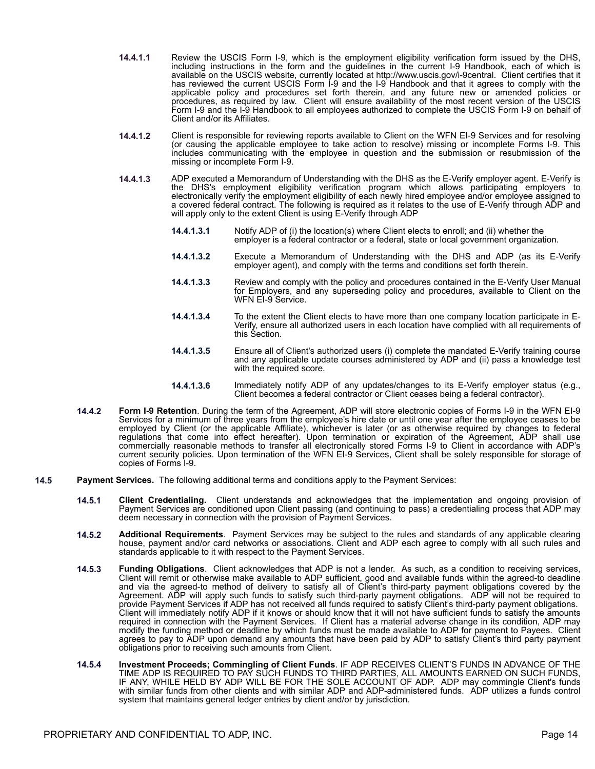**14.4.1.1** Review the USCIS Form I-9, which is the employment eligibility verification form issued by the DHS, including instructions in the form and the guidelines in the current I-9 Handbook, each of which is available on the USCIS website, currently located at http://www.uscis.gov/i-9central. Client certifies that it has reviewed the current USCIS Form I-9 and the I-9 Handbook and that it agrees to comply with the applicable policy and procedures set forth therein, and any future new or amended policies or procedures, as required by law. Client will ensure availability of the most recent version of the USCIS Form I-9 and the I-9 Handbook to all employees authorized to complete the USCIS Form I-9 on behalf of Client and/or its Affiliates.

**14.4.1.2** Client is responsible for reviewing reports available to Client on the WFN EI-9 Services and for resolving (or causing the applicable employee to take action to resolve) missing or incomplete Forms I-9. This includes communicating with the employee in question and the submission or resubmission of the missing or incomplete Form I-9.

**14.4.1.3** ADP executed a Memorandum of Understanding with the DHS as the E-Verify employer agent. E-Verify is the DHS's employment eligibility verification program which allows participating employers to electronically verify the employment eligibility of each newly hired employee and/or employee assigned to a covered federal contract. The following is required as it relates to the use of E-Verify through ADP and will apply only to the extent Client is using E-Verify through ADP

**14.4.1.3.1** Notify ADP of (i) the location(s) where Client elects to enroll; and (ii) whether the employer is a federal contractor or a federal, state or local government organization.

**14.4.1.3.2** Execute a Memorandum of Understanding with the DHS and ADP (as its E-Verify employer agent), and comply with the terms and conditions set forth therein.

**14.4.1.3.3** Review and comply with the policy and procedures contained in the E-Verify User Manual for Employers, and any superseding policy and procedures, available to Client on the WFN EI-9 Service.

**14.4.1.3.4** To the extent the Client elects to have more than one company location participate in E-Verify, ensure all authorized users in each location have complied with all requirements of this Section.

**14.4.1.3.5** Ensure all of Client's authorized users (i) complete the mandated E-Verify training course and any applicable update courses administered by ADP and (ii) pass a knowledge test with the required score.

**14.4.1.3.6** Immediately notify ADP of any updates/changes to its E-Verify employer status (e.g., Client becomes a federal contractor or Client ceases being a federal contractor).

**14.4.2** **Form I-9 Retention**. During the term of the Agreement, ADP will store electronic copies of Forms I-9 in the WFN EI-9 Services for a minimum of three years from the employee's hire date or until one year after the employee ceases to be employed by Client (or the applicable Affiliate), whichever is later (or as otherwise required by changes to federal regulations that come into effect hereafter). Upon termination or expiration of the Agreement, ADP shall use commercially reasonable methods to transfer all electronically stored Forms I-9 to Client in accordance with ADP's current security policies. Upon termination of the WFN EI-9 Services, Client shall be solely responsible for storage of copies of Forms I-9.

**14.5** **Payment Services.** The following additional terms and conditions apply to the Payment Services:

**14.5.1** **Client Credentialing.** Client understands and acknowledges that the implementation and ongoing provision of Payment Services are conditioned upon Client passing (and continuing to pass) a credentialing process that ADP may deem necessary in connection with the provision of Payment Services.

**14.5.2** **Additional Requirements**. Payment Services may be subject to the rules and standards of any applicable clearing house, payment and/or card networks or associations. Client and ADP each agree to comply with all such rules and standards applicable to it with respect to the Payment Services.

**14.5.3** **Funding Obligations**. Client acknowledges that ADP is not a lender. As such, as a condition to receiving services, Client will remit or otherwise make available to ADP sufficient, good and available funds within the agreed-to deadline and via the agreed-to method of delivery to satisfy all of Client's third-party payment obligations covered by the Agreement. ADP will apply such funds to satisfy such third-party payment obligations. ADP will not be required to provide Payment Services if ADP has not received all funds required to satisfy Client's third-party payment obligations. Client will immediately notify ADP if it knows or should know that it will not have sufficient funds to satisfy the amounts required in connection with the Payment Services. If Client has a material adverse change in its condition, ADP may modify the funding method or deadline by which funds must be made available to ADP for payment to Payees. Client agrees to pay to ADP upon demand any amounts that have been paid by ADP to satisfy Client's third party payment obligations prior to receiving such amounts from Client.

**14.5.4** **Investment Proceeds; Commingling of Client Funds**. IF ADP RECEIVES CLIENT'S FUNDS IN ADVANCE OF THE TIME ADP IS REQUIRED TO PAY SUCH FUNDS TO THIRD PARTIES, ALL AMOUNTS EARNED ON SUCH FUNDS, IF ANY, WHILE HELD BY ADP WILL BE FOR THE SOLE ACCOUNT OF ADP. ADP may commingle Client's funds with similar funds from other clients and with similar ADP and ADP-administered funds. ADP utilizes a funds control system that maintains general ledger entries by client and/or by jurisdiction.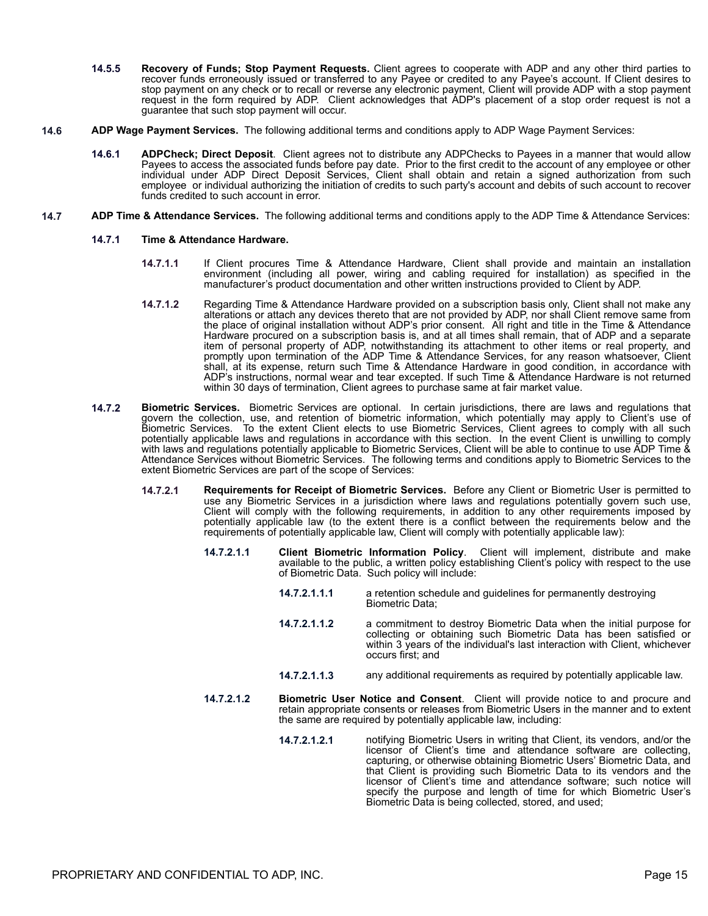**14.5.5 Recovery of Funds; Stop Payment Requests.** Client agrees to cooperate with ADP and any other third parties to recover funds erroneously issued or transferred to any Payee or credited to any Payee's account. If Client desires to stop payment on any check or to recall or reverse any electronic payment, Client will provide ADP with a stop payment request in the form required by ADP. Client acknowledges that ADP's placement of a stop order request is not a guarantee that such stop payment will occur.

**14.6 ADP Wage Payment Services.** The following additional terms and conditions apply to ADP Wage Payment Services:

**14.6.1 ADPCheck; Direct Deposit**. Client agrees not to distribute any ADPChecks to Payees in a manner that would allow Payees to access the associated funds before pay date. Prior to the first credit to the account of any employee or other individual under ADP Direct Deposit Services, Client shall obtain and retain a signed authorization from such employee or individual authorizing the initiation of credits to such party's account and debits of such account to recover funds credited to such account in error.

**14.7 ADP Time & Attendance Services.** The following additional terms and conditions apply to the ADP Time & Attendance Services:

**14.7.1 Time & Attendance Hardware.**

**14.7.1.1** If Client procures Time & Attendance Hardware, Client shall provide and maintain an installation environment (including all power, wiring and cabling required for installation) as specified in the manufacturer's product documentation and other written instructions provided to Client by ADP.

**14.7.1.2** Regarding Time & Attendance Hardware provided on a subscription basis only, Client shall not make any alterations or attach any devices thereto that are not provided by ADP, nor shall Client remove same from the place of original installation without ADP's prior consent. All right and title in the Time & Attendance Hardware procured on a subscription basis is, and at all times shall remain, that of ADP and a separate item of personal property of ADP, notwithstanding its attachment to other items or real property, and promptly upon termination of the ADP Time & Attendance Services, for any reason whatsoever, Client shall, at its expense, return such Time & Attendance Hardware in good condition, in accordance with ADP's instructions, normal wear and tear excepted. If such Time & Attendance Hardware is not returned within 30 days of termination, Client agrees to purchase same at fair market value.

**14.7.2 Biometric Services.** Biometric Services are optional. In certain jurisdictions, there are laws and regulations that govern the collection, use, and retention of biometric information, which potentially may apply to Client's use of Biometric Services. To the extent Client elects to use Biometric Services, Client agrees to comply with all such potentially applicable laws and regulations in accordance with this section. In the event Client is unwilling to comply with laws and regulations potentially applicable to Biometric Services, Client will be able to continue to use ADP Time & Attendance Services without Biometric Services. The following terms and conditions apply to Biometric Services to the extent Biometric Services are part of the scope of Services:

**14.7.2.1 Requirements for Receipt of Biometric Services.** Before any Client or Biometric User is permitted to use any Biometric Services in a jurisdiction where laws and regulations potentially govern such use, Client will comply with the following requirements, in addition to any other requirements imposed by potentially applicable law (to the extent there is a conflict between the requirements below and the requirements of potentially applicable law, Client will comply with potentially applicable law):

**14.7.2.1.1 Client Biometric Information Policy**. Client will implement, distribute and make available to the public, a written policy establishing Client's policy with respect to the use of Biometric Data. Such policy will include:

**14.7.2.1.1.1** a retention schedule and guidelines for permanently destroying Biometric Data;

**14.7.2.1.1.2** a commitment to destroy Biometric Data when the initial purpose for collecting or obtaining such Biometric Data has been satisfied or within 3 years of the individual's last interaction with Client, whichever occurs first; and

**14.7.2.1.1.3** any additional requirements as required by potentially applicable law.

**14.7.2.1.2 Biometric User Notice and Consent**. Client will provide notice to and procure and retain appropriate consents or releases from Biometric Users in the manner and to extent the same are required by potentially applicable law, including:

**14.7.2.1.2.1** notifying Biometric Users in writing that Client, its vendors, and/or the licensor of Client's time and attendance software are collecting, capturing, or otherwise obtaining Biometric Users' Biometric Data, and that Client is providing such Biometric Data to its vendors and the licensor of Client's time and attendance software; such notice will specify the purpose and length of time for which Biometric User's Biometric Data is being collected, stored, and used;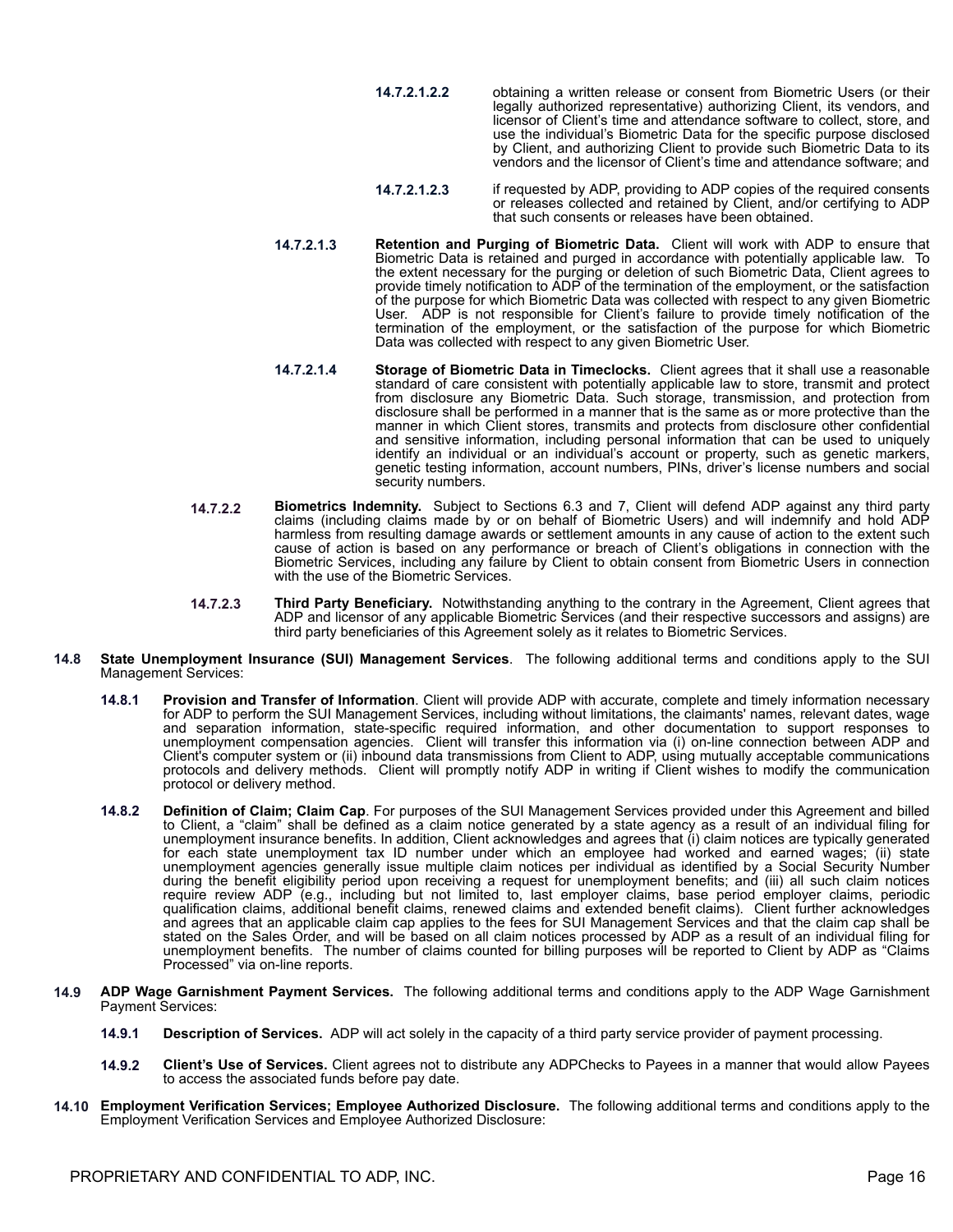**14.7.2.1.2** obtaining a written release or consent from Biometric Users (or their legally authorized representative) authorizing Client, its vendors, and licensor of Client's time and attendance software to collect, store, and use the individual's Biometric Data for the specific purpose disclosed by Client, and authorizing Client to provide such Biometric Data to its vendors and the licensor of Client's time and attendance software; and

**14.7.2.1.3** if requested by ADP, providing to ADP copies of the required consents or releases collected and retained by Client, and/or certifying to ADP that such consents or releases have been obtained.

**14.7.2.1.3** **Retention and Purging of Biometric Data.** Client will work with ADP to ensure that Biometric Data is retained and purged in accordance with potentially applicable law. To the extent necessary for the purging or deletion of such Biometric Data, Client agrees to provide timely notification to ADP of the termination of the employment, or the satisfaction of the purpose for which Biometric Data was collected with respect to any given Biometric User. ADP is not responsible for Client's failure to provide timely notification of the termination of the employment, or the satisfaction of the purpose for which Biometric Data was collected with respect to any given Biometric User.

**14.7.2.1.4** **Storage of Biometric Data in Timeclocks.** Client agrees that it shall use a reasonable standard of care consistent with potentially applicable law to store, transmit and protect from disclosure any Biometric Data. Such storage, transmission, and protection from disclosure shall be performed in a manner that is the same as or more protective than the manner in which Client stores, transmits and protects from disclosure other confidential and sensitive information, including personal information that can be used to uniquely identify an individual or an individual's account or property, such as genetic markers, genetic testing information, account numbers, PINs, driver's license numbers and social security numbers.

**14.7.2.2** **Biometrics Indemnity.** Subject to Sections 6.3 and 7, Client will defend ADP against any third party claims (including claims made by or on behalf of Biometric Users) and will indemnify and hold ADP harmless from resulting damage awards or settlement amounts in any cause of action to the extent such cause of action is based on any performance or breach of Client's obligations in connection with the Biometric Services, including any failure by Client to obtain consent from Biometric Users in connection with the use of the Biometric Services.

**14.7.2.3** **Third Party Beneficiary.** Notwithstanding anything to the contrary in the Agreement, Client agrees that ADP and licensor of any applicable Biometric Services (and their respective successors and assigns) are third party beneficiaries of this Agreement solely as it relates to Biometric Services.

**14.8** **State Unemployment Insurance (SUI) Management Services**. The following additional terms and conditions apply to the SUI Management Services:

**14.8.1** **Provision and Transfer of Information**. Client will provide ADP with accurate, complete and timely information necessary for ADP to perform the SUI Management Services, including without limitations, the claimants' names, relevant dates, wage and separation information, state-specific required information, and other documentation to support responses to unemployment compensation agencies. Client will transfer this information via (i) on-line connection between ADP and Client's computer system or (ii) inbound data transmissions from Client to ADP, using mutually acceptable communications protocols and delivery methods. Client will promptly notify ADP in writing if Client wishes to modify the communication protocol or delivery method.

**14.8.2** **Definition of Claim; Claim Cap**. For purposes of the SUI Management Services provided under this Agreement and billed to Client, a "claim" shall be defined as a claim notice generated by a state agency as a result of an individual filing for unemployment insurance benefits. In addition, Client acknowledges and agrees that (i) claim notices are typically generated for each state unemployment tax ID number under which an employee had worked and earned wages; (ii) state unemployment agencies generally issue multiple claim notices per individual as identified by a Social Security Number during the benefit eligibility period upon receiving a request for unemployment benefits; and (iii) all such claim notices require review ADP (e.g., including but not limited to, last employer claims, base period employer claims, periodic qualification claims, additional benefit claims, renewed claims and extended benefit claims). Client further acknowledges and agrees that an applicable claim cap applies to the fees for SUI Management Services and that the claim cap shall be stated on the Sales Order, and will be based on all claim notices processed by ADP as a result of an individual filing for unemployment benefits. The number of claims counted for billing purposes will be reported to Client by ADP as "Claims Processed" via on-line reports.

**14.9** **ADP Wage Garnishment Payment Services.** The following additional terms and conditions apply to the ADP Wage Garnishment Payment Services:

**14.9.1** **Description of Services.** ADP will act solely in the capacity of a third party service provider of payment processing.

**14.9.2** **Client's Use of Services.** Client agrees not to distribute any ADPChecks to Payees in a manner that would allow Payees to access the associated funds before pay date.

**14.10** **Employment Verification Services; Employee Authorized Disclosure.** The following additional terms and conditions apply to the Employment Verification Services and Employee Authorized Disclosure: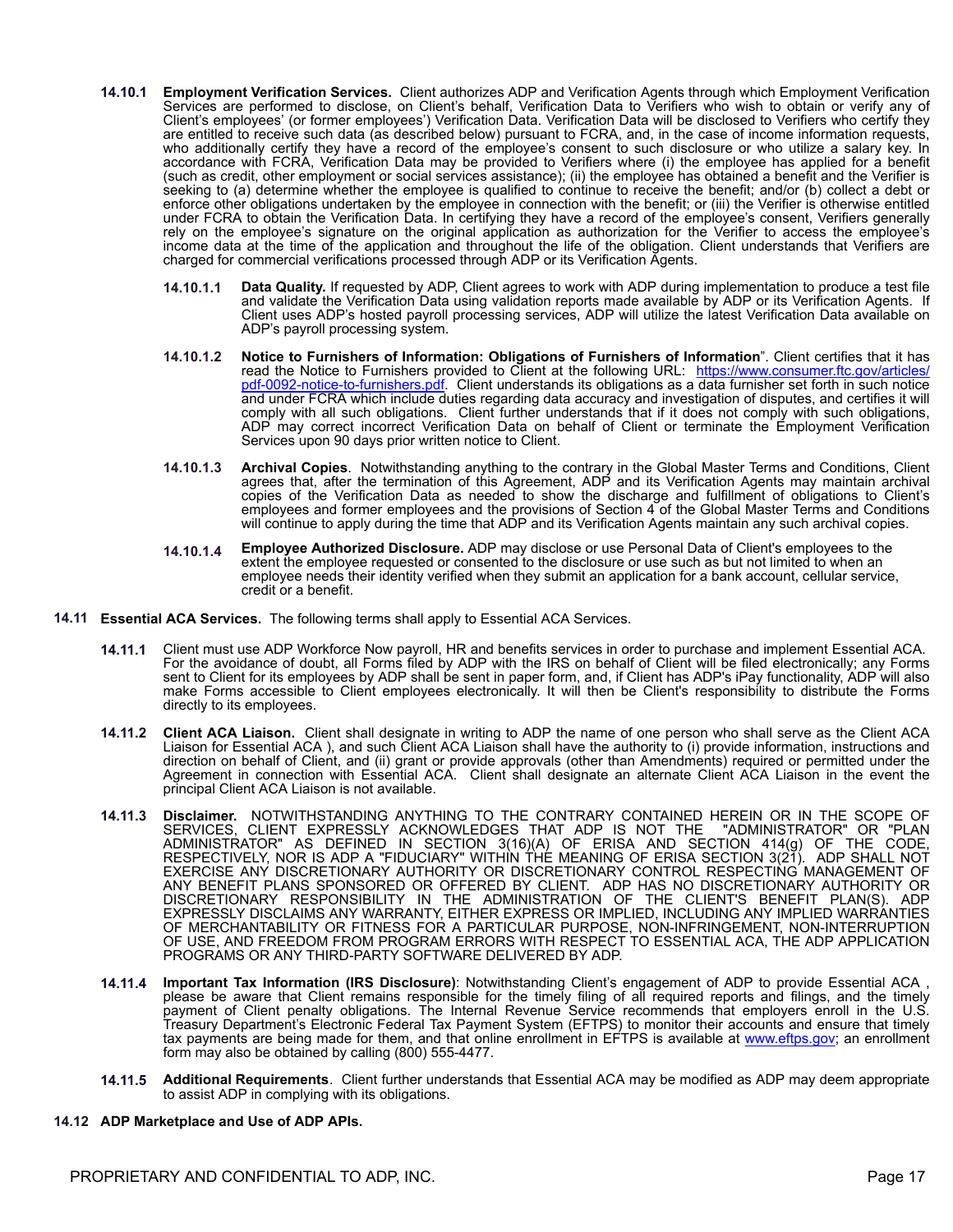**14.10.1 Employment Verification Services.** Client authorizes ADP and Verification Agents through which Employment Verification Services are performed to disclose, on Client's behalf, Verification Data to Verifiers who wish to obtain or verify any of Client's employees' (or former employees') Verification Data. Verification Data will be disclosed to Verifiers who certify they are entitled to receive such data (as described below) pursuant to FCRA, and, in the case of income information requests, who additionally certify they have a record of the employee's consent to such disclosure or who utilize a salary key. In accordance with FCRA, Verification Data may be provided to Verifiers where (i) the employee has applied for a benefit (such as credit, other employment or social services assistance); (ii) the employee has obtained a benefit and the Verifier is seeking to (a) determine whether the employee is qualified to continue to receive the benefit; and/or (b) collect a debt or enforce other obligations undertaken by the employee in connection with the benefit; or (iii) the Verifier is otherwise entitled under FCRA to obtain the Verification Data. In certifying they have a record of the employee's consent, Verifiers generally rely on the employee's signature on the original application as authorization for the Verifier to access the employee's income data at the time of the application and throughout the life of the obligation. Client understands that Verifiers are charged for commercial verifications processed through ADP or its Verification Agents.

**14.10.1.1 Data Quality.** If requested by ADP, Client agrees to work with ADP during implementation to produce a test file and validate the Verification Data using validation reports made available by ADP or its Verification Agents. If Client uses ADP's hosted payroll processing services, ADP will utilize the latest Verification Data available on ADP's payroll processing system.

**14.10.1.2 Notice to Furnishers of Information: Obligations of Furnishers of Information**". Client certifies that it has read the Notice to Furnishers provided to Client at the following URL: https://www.consumer.ftc.gov/articles/pdf-0092-notice-to-furnishers.pdf. Client understands its obligations as a data furnisher set forth in such notice and under FCRA which include duties regarding data accuracy and investigation of disputes, and certifies it will comply with all such obligations. Client further understands that if it does not comply with such obligations, ADP may correct incorrect Verification Data on behalf of Client or terminate the Employment Verification Services upon 90 days prior written notice to Client.

**14.10.1.3 Archival Copies**. Notwithstanding anything to the contrary in the Global Master Terms and Conditions, Client agrees that, after the termination of this Agreement, ADP and its Verification Agents may maintain archival copies of the Verification Data as needed to show the discharge and fulfillment of obligations to Client's employees and former employees and the provisions of Section 4 of the Global Master Terms and Conditions will continue to apply during the time that ADP and its Verification Agents maintain any such archival copies.

**14.10.1.4 Employee Authorized Disclosure.** ADP may disclose or use Personal Data of Client's employees to the extent the employee requested or consented to the disclosure or use such as but not limited to when an employee needs their identity verified when they submit an application for a bank account, cellular service, credit or a benefit.

**14.11 Essential ACA Services.** The following terms shall apply to Essential ACA Services.

**14.11.1** Client must use ADP Workforce Now payroll, HR and benefits services in order to purchase and implement Essential ACA. For the avoidance of doubt, all Forms filed by ADP with the IRS on behalf of Client will be filed electronically; any Forms sent to Client for its employees by ADP shall be sent in paper form, and, if Client has ADP's iPay functionality, ADP will also make Forms accessible to Client employees electronically. It will then be Client's responsibility to distribute the Forms directly to its employees.

**14.11.2 Client ACA Liaison.** Client shall designate in writing to ADP the name of one person who shall serve as the Client ACA Liaison for Essential ACA ), and such Client ACA Liaison shall have the authority to (i) provide information, instructions and direction on behalf of Client, and (ii) grant or provide approvals (other than Amendments) required or permitted under the Agreement in connection with Essential ACA. Client shall designate an alternate Client ACA Liaison in the event the principal Client ACA Liaison is not available.

**14.11.3 Disclaimer.** NOTWITHSTANDING ANYTHING TO THE CONTRARY CONTAINED HEREIN OR IN THE SCOPE OF SERVICES, CLIENT EXPRESSLY ACKNOWLEDGES THAT ADP IS NOT THE "ADMINISTRATOR" OR "PLAN ADMINISTRATOR" AS DEFINED IN SECTION 3(16)(A) OF ERISA AND SECTION 414(g) OF THE CODE, RESPECTIVELY, NOR IS ADP A "FIDUCIARY" WITHIN THE MEANING OF ERISA SECTION 3(21). ADP SHALL NOT EXERCISE ANY DISCRETIONARY AUTHORITY OR DISCRETIONARY CONTROL RESPECTING MANAGEMENT OF ANY BENEFIT PLANS SPONSORED OR OFFERED BY CLIENT. ADP HAS NO DISCRETIONARY AUTHORITY OR DISCRETIONARY RESPONSIBILITY IN THE ADMINISTRATION OF THE CLIENT'S BENEFIT PLAN(S). ADP EXPRESSLY DISCLAIMS ANY WARRANTY, EITHER EXPRESS OR IMPLIED, INCLUDING ANY IMPLIED WARRANTIES OF MERCHANTABILITY OR FITNESS FOR A PARTICULAR PURPOSE, NON-INFRINGEMENT, NON-INTERRUPTION OF USE, AND FREEDOM FROM PROGRAM ERRORS WITH RESPECT TO ESSENTIAL ACA, THE ADP APPLICATION PROGRAMS OR ANY THIRD-PARTY SOFTWARE DELIVERED BY ADP.

**14.11.4 Important Tax Information (IRS Disclosure)**: Notwithstanding Client's engagement of ADP to provide Essential ACA , please be aware that Client remains responsible for the timely filing of all required reports and filings, and the timely payment of Client penalty obligations. The Internal Revenue Service recommends that employers enroll in the U.S. Treasury Department's Electronic Federal Tax Payment System (EFTPS) to monitor their accounts and ensure that timely tax payments are being made for them, and that online enrollment in EFTPS is available at www.eftps.gov; an enrollment form may also be obtained by calling (800) 555-4477.

**14.11.5 Additional Requirements**. Client further understands that Essential ACA may be modified as ADP may deem appropriate to assist ADP in complying with its obligations.

**14.12 ADP Marketplace and Use of ADP APIs.**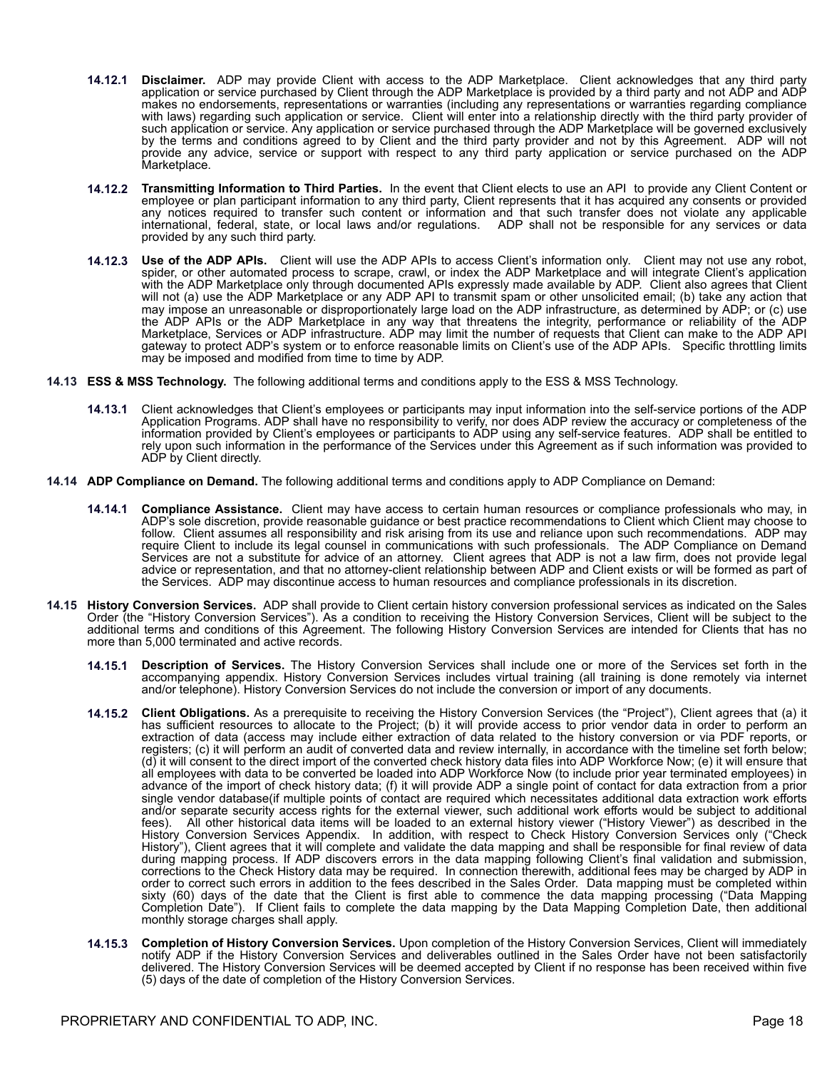**14.12.1 Disclaimer.** ADP may provide Client with access to the ADP Marketplace. Client acknowledges that any third party application or service purchased by Client through the ADP Marketplace is provided by a third party and not ADP and ADP makes no endorsements, representations or warranties (including any representations or warranties regarding compliance with laws) regarding such application or service. Client will enter into a relationship directly with the third party provider of such application or service. Any application or service purchased through the ADP Marketplace will be governed exclusively by the terms and conditions agreed to by Client and the third party provider and not by this Agreement. ADP will not provide any advice, service or support with respect to any third party application or service purchased on the ADP Marketplace.

**14.12.2 Transmitting Information to Third Parties.** In the event that Client elects to use an API to provide any Client Content or employee or plan participant information to any third party, Client represents that it has acquired any consents or provided any notices required to transfer such content or information and that such transfer does not violate any applicable international, federal, state, or local laws and/or regulations. ADP shall not be responsible for any services or data provided by any such third party.

**14.12.3 Use of the ADP APIs.** Client will use the ADP APIs to access Client's information only. Client may not use any robot, spider, or other automated process to scrape, crawl, or index the ADP Marketplace and will integrate Client's application with the ADP Marketplace only through documented APIs expressly made available by ADP. Client also agrees that Client will not (a) use the ADP Marketplace or any ADP API to transmit spam or other unsolicited email; (b) take any action that may impose an unreasonable or disproportionately large load on the ADP infrastructure, as determined by ADP; or (c) use the ADP APIs or the ADP Marketplace in any way that threatens the integrity, performance or reliability of the ADP Marketplace, Services or ADP infrastructure. ADP may limit the number of requests that Client can make to the ADP API gateway to protect ADP's system or to enforce reasonable limits on Client's use of the ADP APIs. Specific throttling limits may be imposed and modified from time to time by ADP.

**14.13 ESS & MSS Technology.** The following additional terms and conditions apply to the ESS & MSS Technology.

**14.13.1** Client acknowledges that Client's employees or participants may input information into the self-service portions of the ADP Application Programs. ADP shall have no responsibility to verify, nor does ADP review the accuracy or completeness of the information provided by Client's employees or participants to ADP using any self-service features. ADP shall be entitled to rely upon such information in the performance of the Services under this Agreement as if such information was provided to ADP by Client directly.

**14.14 ADP Compliance on Demand.** The following additional terms and conditions apply to ADP Compliance on Demand:

**14.14.1 Compliance Assistance.** Client may have access to certain human resources or compliance professionals who may, in ADP's sole discretion, provide reasonable guidance or best practice recommendations to Client which Client may choose to follow. Client assumes all responsibility and risk arising from its use and reliance upon such recommendations. ADP may require Client to include its legal counsel in communications with such professionals. The ADP Compliance on Demand Services are not a substitute for advice of an attorney. Client agrees that ADP is not a law firm, does not provide legal advice or representation, and that no attorney-client relationship between ADP and Client exists or will be formed as part of the Services. ADP may discontinue access to human resources and compliance professionals in its discretion.

**14.15 History Conversion Services.** ADP shall provide to Client certain history conversion professional services as indicated on the Sales Order (the "History Conversion Services"). As a condition to receiving the History Conversion Services, Client will be subject to the additional terms and conditions of this Agreement. The following History Conversion Services are intended for Clients that has no more than 5,000 terminated and active records.

**14.15.1 Description of Services.** The History Conversion Services shall include one or more of the Services set forth in the accompanying appendix. History Conversion Services includes virtual training (all training is done remotely via internet and/or telephone). History Conversion Services do not include the conversion or import of any documents.

**14.15.2 Client Obligations.** As a prerequisite to receiving the History Conversion Services (the "Project"), Client agrees that (a) it has sufficient resources to allocate to the Project; (b) it will provide access to prior vendor data in order to perform an extraction of data (access may include either extraction of data related to the history conversion or via PDF reports, or registers; (c) it will perform an audit of converted data and review internally, in accordance with the timeline set forth below; (d) it will consent to the direct import of the converted check history data files into ADP Workforce Now; (e) it will ensure that all employees with data to be converted be loaded into ADP Workforce Now (to include prior year terminated employees) in advance of the import of check history data; (f) it will provide ADP a single point of contact for data extraction from a prior single vendor database(if multiple points of contact are required which necessitates additional data extraction work efforts and/or separate security access rights for the external viewer, such additional work efforts would be subject to additional fees). All other historical data items will be loaded to an external history viewer ("History Viewer") as described in the History Conversion Services Appendix. In addition, with respect to Check History Conversion Services only ("Check History"), Client agrees that it will complete and validate the data mapping and shall be responsible for final review of data during mapping process. If ADP discovers errors in the data mapping following Client's final validation and submission, corrections to the Check History data may be required. In connection therewith, additional fees may be charged by ADP in order to correct such errors in addition to the fees described in the Sales Order. Data mapping must be completed within sixty (60) days of the date that the Client is first able to commence the data mapping processing ("Data Mapping Completion Date"). If Client fails to complete the data mapping by the Data Mapping Completion Date, then additional monthly storage charges shall apply.

**14.15.3 Completion of History Conversion Services.** Upon completion of the History Conversion Services, Client will immediately notify ADP if the History Conversion Services and deliverables outlined in the Sales Order have not been satisfactorily delivered. The History Conversion Services will be deemed accepted by Client if no response has been received within five (5) days of the date of completion of the History Conversion Services.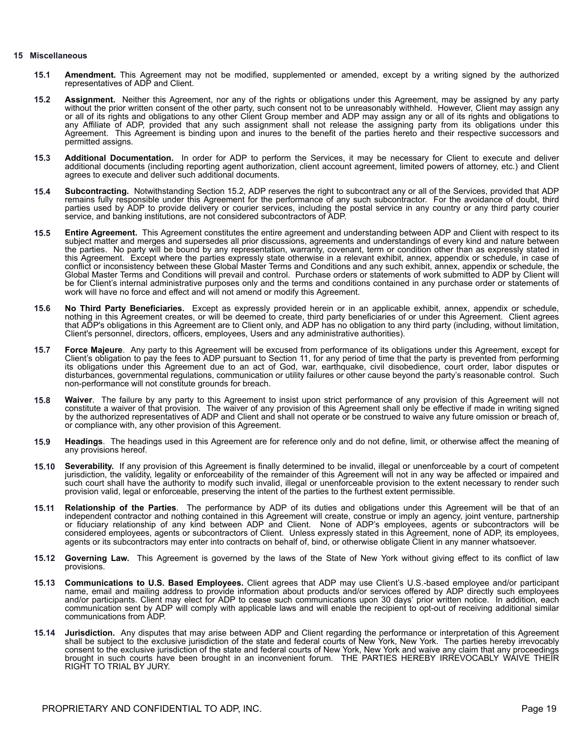## 15 Miscellaneous

**15.1 Amendment.** This Agreement may not be modified, supplemented or amended, except by a writing signed by the authorized representatives of ADP and Client.

**15.2 Assignment.** Neither this Agreement, nor any of the rights or obligations under this Agreement, may be assigned by any party without the prior written consent of the other party, such consent not to be unreasonably withheld. However, Client may assign any or all of its rights and obligations to any other Client Group member and ADP may assign any or all of its rights and obligations to any Affiliate of ADP, provided that any such assignment shall not release the assigning party from its obligations under this Agreement. This Agreement is binding upon and inures to the benefit of the parties hereto and their respective successors and permitted assigns.

**15.3 Additional Documentation.** In order for ADP to perform the Services, it may be necessary for Client to execute and deliver additional documents (including reporting agent authorization, client account agreement, limited powers of attorney, etc.) and Client agrees to execute and deliver such additional documents.

**15.4 Subcontracting.** Notwithstanding Section 15.2, ADP reserves the right to subcontract any or all of the Services, provided that ADP remains fully responsible under this Agreement for the performance of any such subcontractor. For the avoidance of doubt, third parties used by ADP to provide delivery or courier services, including the postal service in any country or any third party courier service, and banking institutions, are not considered subcontractors of ADP.

**15.5 Entire Agreement.** This Agreement constitutes the entire agreement and understanding between ADP and Client with respect to its subject matter and merges and supersedes all prior discussions, agreements and understandings of every kind and nature between the parties. No party will be bound by any representation, warranty, covenant, term or condition other than as expressly stated in this Agreement. Except where the parties expressly state otherwise in a relevant exhibit, annex, appendix or schedule, in case of conflict or inconsistency between these Global Master Terms and Conditions and any such exhibit, annex, appendix or schedule, the Global Master Terms and Conditions will prevail and control. Purchase orders or statements of work submitted to ADP by Client will be for Client's internal administrative purposes only and the terms and conditions contained in any purchase order or statements of work will have no force and effect and will not amend or modify this Agreement.

**15.6 No Third Party Beneficiaries.** Except as expressly provided herein or in an applicable exhibit, annex, appendix or schedule, nothing in this Agreement creates, or will be deemed to create, third party beneficiaries of or under this Agreement. Client agrees that ADP's obligations in this Agreement are to Client only, and ADP has no obligation to any third party (including, without limitation, Client's personnel, directors, officers, employees, Users and any administrative authorities).

**15.7 Force Majeure**. Any party to this Agreement will be excused from performance of its obligations under this Agreement, except for Client's obligation to pay the fees to ADP pursuant to Section 11, for any period of time that the party is prevented from performing its obligations under this Agreement due to an act of God, war, earthquake, civil disobedience, court order, labor disputes or disturbances, governmental regulations, communication or utility failures or other cause beyond the party's reasonable control. Such non-performance will not constitute grounds for breach.

**15.8 Waiver**. The failure by any party to this Agreement to insist upon strict performance of any provision of this Agreement will not constitute a waiver of that provision. The waiver of any provision of this Agreement shall only be effective if made in writing signed by the authorized representatives of ADP and Client and shall not operate or be construed to waive any future omission or breach of, or compliance with, any other provision of this Agreement.

**15.9 Headings**. The headings used in this Agreement are for reference only and do not define, limit, or otherwise affect the meaning of any provisions hereof.

**15.10 Severability.** If any provision of this Agreement is finally determined to be invalid, illegal or unenforceable by a court of competent jurisdiction, the validity, legality or enforceability of the remainder of this Agreement will not in any way be affected or impaired and such court shall have the authority to modify such invalid, illegal or unenforceable provision to the extent necessary to render such provision valid, legal or enforceable, preserving the intent of the parties to the furthest extent permissible.

**15.11 Relationship of the Parties**. The performance by ADP of its duties and obligations under this Agreement will be that of an independent contractor and nothing contained in this Agreement will create, construe or imply an agency, joint venture, partnership or fiduciary relationship of any kind between ADP and Client. None of ADP's employees, agents or subcontractors will be considered employees, agents or subcontractors of Client. Unless expressly stated in this Agreement, none of ADP, its employees, agents or its subcontractors may enter into contracts on behalf of, bind, or otherwise obligate Client in any manner whatsoever.

**15.12 Governing Law.** This Agreement is governed by the laws of the State of New York without giving effect to its conflict of law provisions.

**15.13 Communications to U.S. Based Employees.** Client agrees that ADP may use Client's U.S.-based employee and/or participant name, email and mailing address to provide information about products and/or services offered by ADP directly such employees and/or participants. Client may elect for ADP to cease such communications upon 30 days' prior written notice. In addition, each communication sent by ADP will comply with applicable laws and will enable the recipient to opt-out of receiving additional similar communications from ADP.

**15.14 Jurisdiction.** Any disputes that may arise between ADP and Client regarding the performance or interpretation of this Agreement shall be subject to the exclusive jurisdiction of the state and federal courts of New York, New York. The parties hereby irrevocably consent to the exclusive jurisdiction of the state and federal courts of New York, New York and waive any claim that any proceedings brought in such courts have been brought in an inconvenient forum. THE PARTIES HEREBY IRREVOCABLY WAIVE THEIR RIGHT TO TRIAL BY JURY.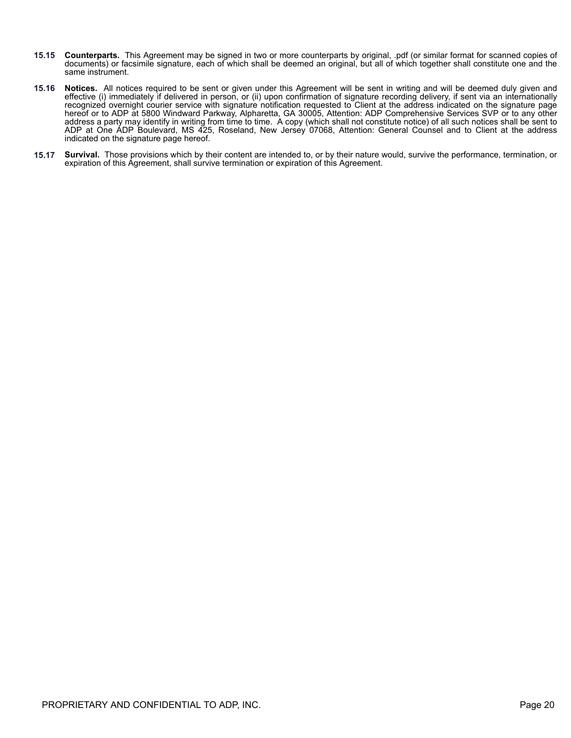**15.15 Counterparts.** This Agreement may be signed in two or more counterparts by original, .pdf (or similar format for scanned copies of documents) or facsimile signature, each of which shall be deemed an original, but all of which together shall constitute one and the same instrument.

**15.16 Notices.** All notices required to be sent or given under this Agreement will be sent in writing and will be deemed duly given and effective (i) immediately if delivered in person, or (ii) upon confirmation of signature recording delivery, if sent via an internationally recognized overnight courier service with signature notification requested to Client at the address indicated on the signature page hereof or to ADP at 5800 Windward Parkway, Alpharetta, GA 30005, Attention: ADP Comprehensive Services SVP or to any other address a party may identify in writing from time to time. A copy (which shall not constitute notice) of all such notices shall be sent to ADP at One ADP Boulevard, MS 425, Roseland, New Jersey 07068, Attention: General Counsel and to Client at the address indicated on the signature page hereof.

**15.17 Survival.** Those provisions which by their content are intended to, or by their nature would, survive the performance, termination, or expiration of this Agreement, shall survive termination or expiration of this Agreement.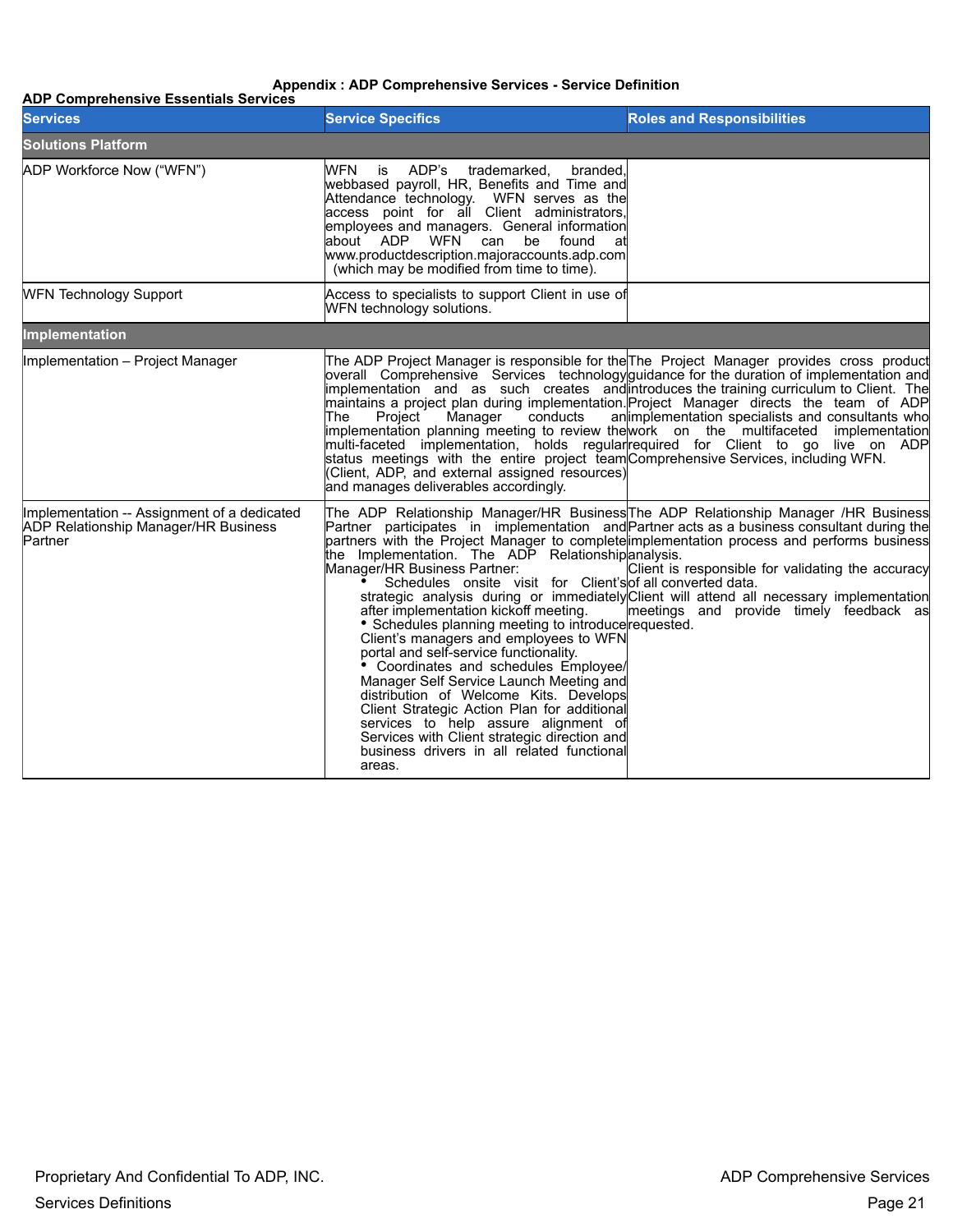**Appendix : ADP Comprehensive Services - Service Definition**

**ADP Comprehensive Essentials Services**

| Services | Service Specifics | Roles and Responsibilities |
|---|---|---|
| **Solutions Platform** | | |
| ADP Workforce Now ("WFN") | WFN is ADP's trademarked, branded, webbased payroll, HR, Benefits and Time and Attendance technology. WFN serves as the access point for all Client administrators, employees and managers. General information about ADP WFN can be found at www.productdescription.majoraccounts.adp.com (which may be modified from time to time). | |
| WFN Technology Support | Access to specialists to support Client in use of WFN technology solutions. | |
| **Implementation** | | |
| Implementation – Project Manager | The ADP Project Manager is responsible for the overall Comprehensive Services technology implementation and as such creates and maintains a project plan during implementation. The Project Manager conducts an implementation planning meeting to review the multi-faceted implementation, holds regular status meetings with the entire project team (Client, ADP, and external assigned resources) and manages deliverables accordingly. | The Project Manager provides cross product guidance for the duration of implementation and introduces the training curriculum to Client. The Project Manager directs the team of ADP implementation specialists and consultants who work on the multifaceted implementation required for Client to go live on ADP Comprehensive Services, including WFN. |
| Implementation -- Assignment of a dedicated ADP Relationship Manager/HR Business Partner | The ADP Relationship Manager/HR Business Partner participates in implementation and partners with the Project Manager to complete the Implementation. The ADP Relationship Manager/HR Business Partner:<br>• Schedules onsite visit for Client's strategic analysis during or immediately after implementation kickoff meeting.<br>• Schedules planning meeting to introduce Client's managers and employees to WFN portal and self-service functionality.<br>• Coordinates and schedules Employee/ Manager Self Service Launch Meeting and distribution of Welcome Kits. Develops Client Strategic Action Plan for additional services to help assure alignment of Services with Client strategic direction and business drivers in all related functional areas. | The ADP Relationship Manager /HR Business Partner acts as a business consultant during the implementation process and performs business analysis.<br>Client is responsible for validating the accuracy of all converted data.<br>Client will attend all necessary implementation meetings and provide timely feedback as requested. |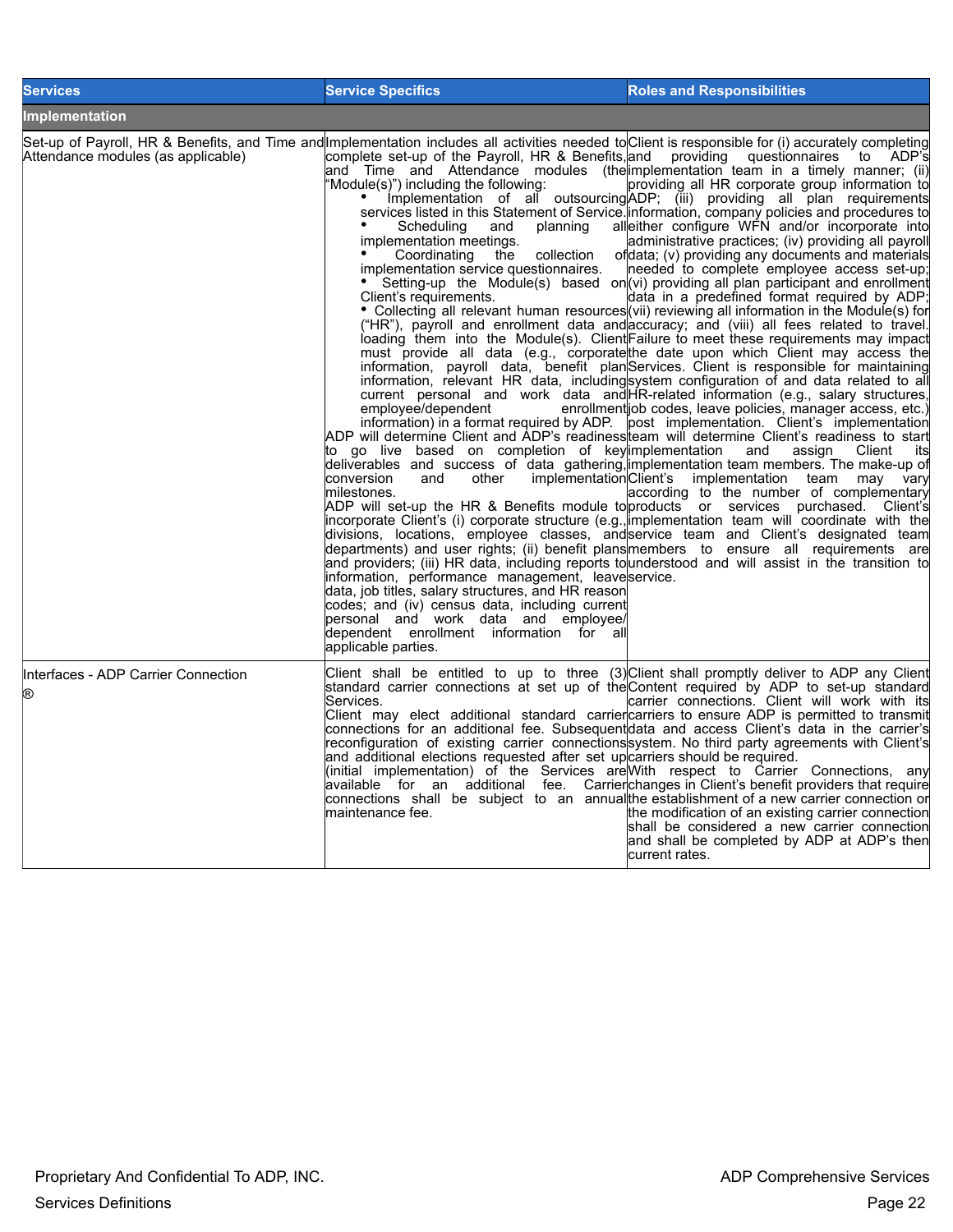| Services | Service Specifics | Roles and Responsibilities |
|---|---|---|
| **Implementation** | | |
| Set-up of Payroll, HR & Benefits, and Time and Attendance modules (as applicable) | Implementation includes all activities needed to complete set-up of the Payroll, HR & Benefits, and Time and Attendance modules (the "Module(s)") including the following:<br>• Implementation of all outsourcing services listed in this Statement of Service.<br>• Scheduling and planning all implementation meetings.<br>• Coordinating the collection of implementation service questionnaires.<br>• Setting-up the Module(s) based on Client's requirements.<br>• Collecting all relevant human resources ("HR"), payroll and enrollment data and loading them into the Module(s). Client must provide all data (e.g., corporate information, payroll data, benefit plan information, relevant HR data, including current personal and work data and employee/dependent enrollment information) in a format required by ADP.<br>ADP will determine Client and ADP's readiness to go live based on completion of key deliverables and success of data gathering, conversion and other implementation milestones.<br>ADP will set-up the HR & Benefits module to incorporate Client's (i) corporate structure (e.g., divisions, locations, employee classes, and departments) and user rights; (ii) benefit plans and providers; (iii) HR data, including reports to information, performance management, leave data, job titles, salary structures, and HR reason codes; and (iv) census data, including current personal and work data and employee/ dependent enrollment information for all applicable parties. | Client is responsible for (i) accurately completing and providing questionnaires to ADP's implementation team in a timely manner; (ii) providing all HR corporate group information to ADP; (iii) providing all plan requirements information, company policies and procedures to either configure WFN and/or incorporate into administrative practices; (iv) providing all payroll data; (v) providing any documents and materials needed to complete employee access set-up; (vi) providing all plan participant and enrollment data in a predefined format required by ADP; (vii) reviewing all information in the Module(s) for accuracy; and (viii) all fees related to travel. Failure to meet these requirements may impact the date upon which Client may access the Services. Client is responsible for maintaining system configuration of and data related to all HR-related information (e.g., salary structures, job codes, leave policies, manager access, etc.) post implementation. Client's implementation team will determine Client's readiness to start implementation and assign Client its implementation team members. The make-up of Client's implementation team may vary according to the number of complementary products or services purchased. Client's implementation team will coordinate with the service team and Client's designated team members to ensure all requirements are understood and will assist in the transition to service. |
| Interfaces - ADP Carrier Connection® | Client shall be entitled to up to three (3) standard carrier connections at set up of the Services.<br>Client may elect additional standard carrier connections for an additional fee. Subsequent reconfiguration of existing carrier connections and additional elections requested after set up (initial implementation) of the Services are available for an additional fee. Carrier connections shall be subject to an annual maintenance fee. | Client shall promptly deliver to ADP any Client Content required by ADP to set-up standard carrier connections. Client will work with its carriers to ensure ADP is permitted to transmit data and access Client's data in the carrier's system. No third party agreements with Client's carriers should be required.<br>With respect to Carrier Connections, any changes in Client's benefit providers that require the establishment of a new carrier connection or the modification of an existing carrier connection shall be considered a new carrier connection and shall be completed by ADP at ADP's then current rates. |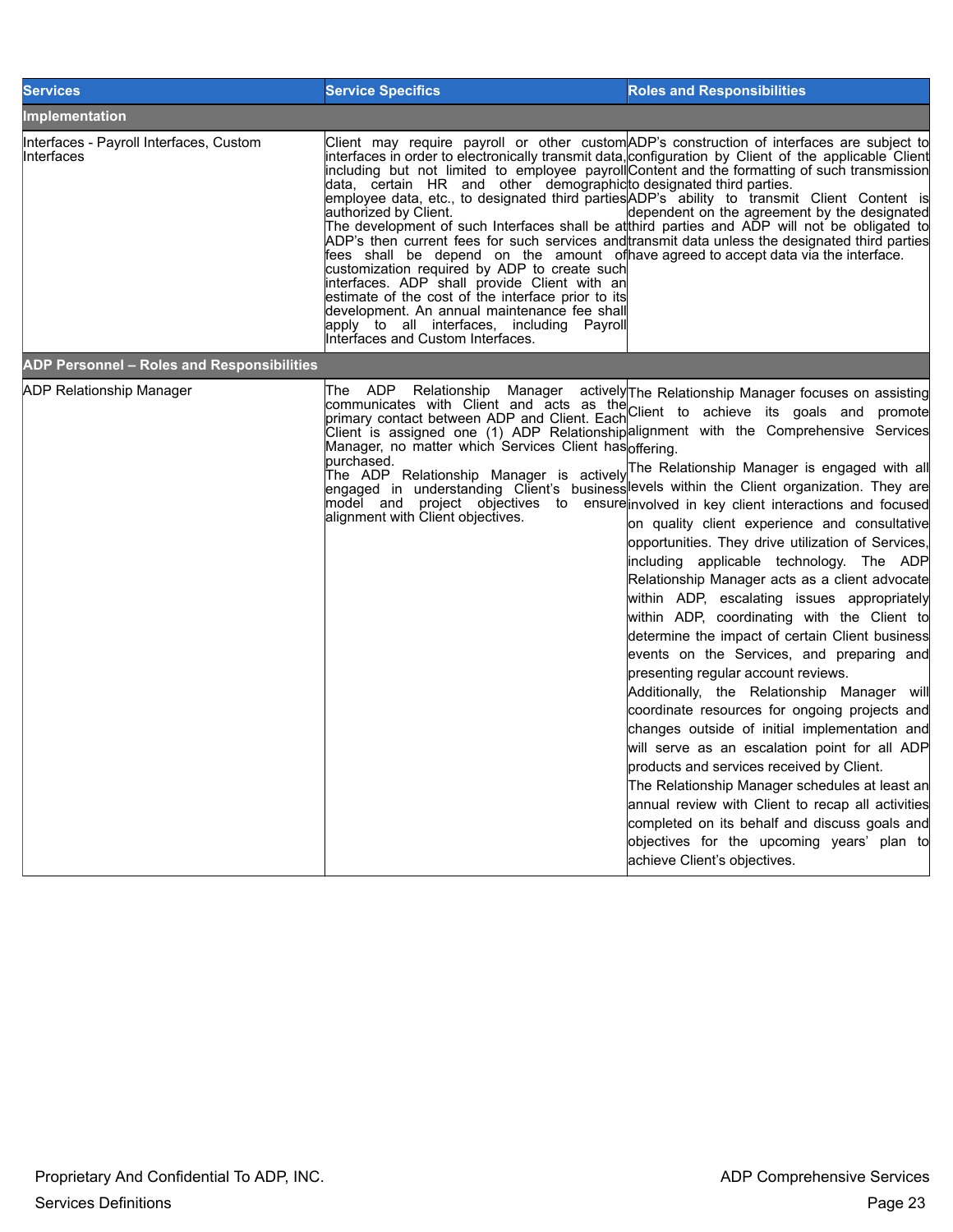| Services | Service Specifics | Roles and Responsibilities |
|---|---|---|
| **Implementation** | | |
| Interfaces - Payroll Interfaces, Custom Interfaces | Client may require payroll or other custom interfaces in order to electronically transmit data, including but not limited to employee payroll data, certain HR and other demographic employee data, etc., to designated third parties authorized by Client.<br>The development of such Interfaces shall be at ADP's then current fees for such services and fees shall be depend on the amount of customization required by ADP to create such interfaces. ADP shall provide Client with an estimate of the cost of the interface prior to its development. An annual maintenance fee shall apply to all interfaces, including Payroll Interfaces and Custom Interfaces. | ADP's construction of interfaces are subject to configuration by Client of the applicable Client Content and the formatting of such transmission to designated third parties.<br>ADP's ability to transmit Client Content is dependent on the agreement by the designated third parties and ADP will not be obligated to transmit data unless the designated third parties have agreed to accept data via the interface. |
| **ADP Personnel – Roles and Responsibilities** | | |
| ADP Relationship Manager | The ADP Relationship Manager actively communicates with Client and acts as the primary contact between ADP and Client. Each Client is assigned one (1) ADP Relationship Manager, no matter which Services Client has purchased.<br>The ADP Relationship Manager is actively engaged in understanding Client's business model and project objectives to ensure alignment with Client objectives. | The Relationship Manager focuses on assisting Client to achieve its goals and promote alignment with the Comprehensive Services offering.<br>The Relationship Manager is engaged with all levels within the Client organization. They are involved in key client interactions and focused on quality client experience and consultative opportunities. They drive utilization of Services, including applicable technology. The ADP Relationship Manager acts as a client advocate within ADP, escalating issues appropriately within ADP, coordinating with the Client to determine the impact of certain Client business events on the Services, and preparing and presenting regular account reviews.<br>Additionally, the Relationship Manager will coordinate resources for ongoing projects and changes outside of initial implementation and will serve as an escalation point for all ADP products and services received by Client.<br>The Relationship Manager schedules at least an annual review with Client to recap all activities completed on its behalf and discuss goals and objectives for the upcoming years' plan to achieve Client's objectives. |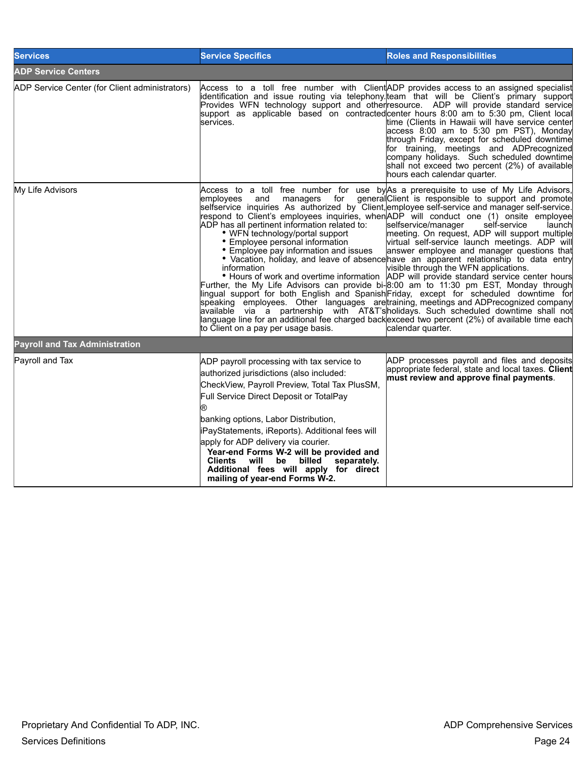| Services | Service Specifics | Roles and Responsibilities |
|---|---|---|
| **ADP Service Centers** | | |
| ADP Service Center (for Client administrators) | Access to a toll free number with Client identification and issue routing via telephony. Provides WFN technology support and other support as applicable based on contracted services. | ADP provides access to an assigned specialist team that will be Client's primary support resource. ADP will provide standard service center hours 8:00 am to 5:30 pm, Client local time (Clients in Hawaii will have service center access 8:00 am to 5:30 pm PST), Monday through Friday, except for scheduled downtime for training, meetings and ADPrecognized company holidays. Such scheduled downtime shall not exceed two percent (2%) of available hours each calendar quarter. |
| My Life Advisors | Access to a toll free number for use by employees and managers for general selfservice inquiries As authorized by Client, respond to Client's employees inquiries, when ADP has all pertinent information related to:<br>• WFN technology/portal support<br>• Employee personal information<br>• Employee pay information and issues<br>• Vacation, holiday, and leave of absence information<br>• Hours of work and overtime information<br>Further, the My Life Advisors can provide bi-lingual support for both English and Spanish speaking employees. Other languages are available via a partnership with AT&T's language line for an additional fee charged back to Client on a pay per usage basis. | As a prerequisite to use of My Life Advisors, Client is responsible to support and promote employee self-service and manager self-service. ADP will conduct one (1) onsite employee selfservice/manager self-service launch meeting. On request, ADP will support multiple virtual self-service launch meetings. ADP will answer employee and manager questions that have an apparent relationship to data entry visible through the WFN applications.<br>ADP will provide standard service center hours 8:00 am to 11:30 pm EST, Monday through Friday, except for scheduled downtime for training, meetings and ADPrecognized company holidays. Such scheduled downtime shall not exceed two percent (2%) of available time each calendar quarter. |
| **Payroll and Tax Administration** | | |
| Payroll and Tax | ADP payroll processing with tax service to authorized jurisdictions (also included: CheckView, Payroll Preview, Total Tax PlusSM, Full Service Direct Deposit or TotalPay ® banking options, Labor Distribution, iPayStatements, iReports). Additional fees will apply for ADP delivery via courier.<br>**Year-end Forms W-2 will be provided and Clients will be billed separately. Additional fees will apply for direct mailing of year-end Forms W-2.** | ADP processes payroll and files and deposits appropriate federal, state and local taxes. **Client must review and approve final payments**. |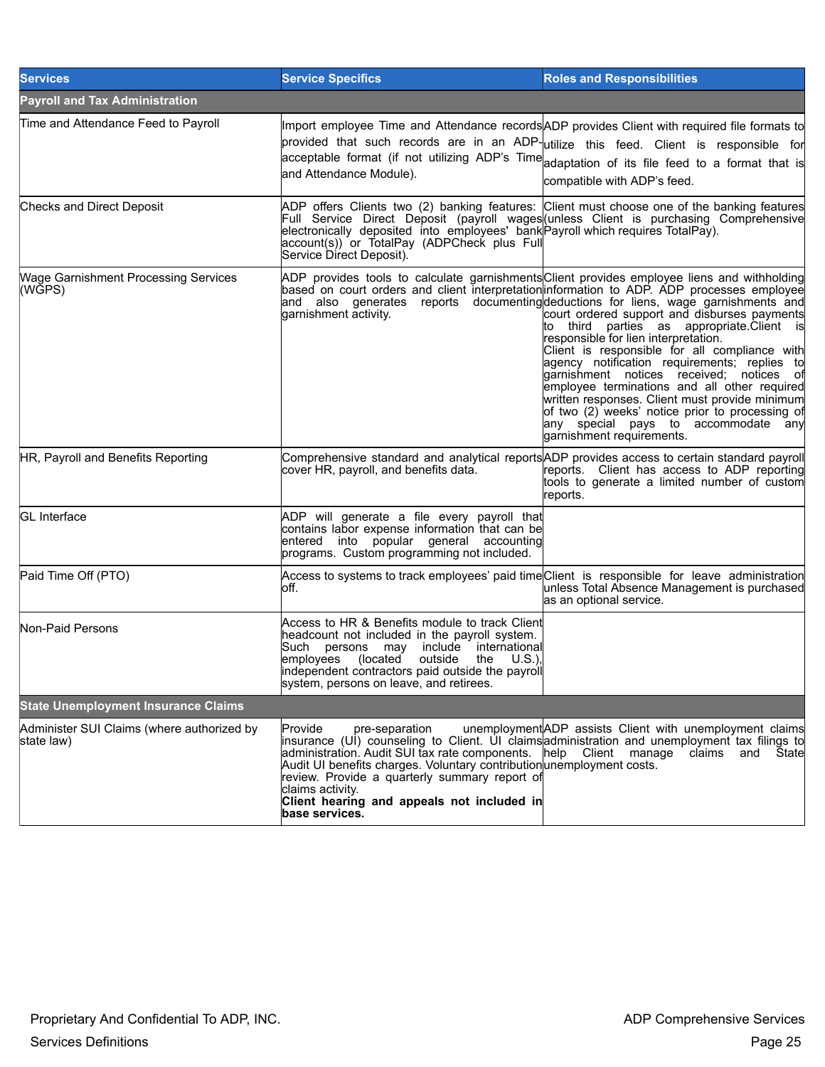| Services | Service Specifics | Roles and Responsibilities |
|---|---|---|
| **Payroll and Tax Administration** | | |
| Time and Attendance Feed to Payroll | Import employee Time and Attendance records provided that such records are in an ADP-acceptable format (if not utilizing ADP's Time and Attendance Module). | ADP provides Client with required file formats to utilize this feed. Client is responsible for adaptation of its file feed to a format that is compatible with ADP's feed. |
| Checks and Direct Deposit | ADP offers Clients two (2) banking features: Full Service Direct Deposit (payroll wages electronically deposited into employees' bank account(s)) or TotalPay (ADPCheck plus Full Service Direct Deposit). | Client must choose one of the banking features (unless Client is purchasing Comprehensive Payroll which requires TotalPay). |
| Wage Garnishment Processing Services (WGPS) | ADP provides tools to calculate garnishments based on court orders and client interpretation and also generates reports documenting garnishment activity. | Client provides employee liens and withholding information to ADP. ADP processes employee deductions for liens, wage garnishments and court ordered support and disburses payments to third parties as appropriate.Client is responsible for lien interpretation.<br>Client is responsible for all compliance with agency notification requirements; replies to garnishment notices received; notices of employee terminations and all other required written responses. Client must provide minimum of two (2) weeks' notice prior to processing of any special pays to accommodate any garnishment requirements. |
| HR, Payroll and Benefits Reporting | Comprehensive standard and analytical reports cover HR, payroll, and benefits data. | ADP provides access to certain standard payroll reports. Client has access to ADP reporting tools to generate a limited number of custom reports. |
| GL Interface | ADP will generate a file every payroll that contains labor expense information that can be entered into popular general accounting programs. Custom programming not included. | |
| Paid Time Off (PTO) | Access to systems to track employees' paid time off. | Client is responsible for leave administration unless Total Absence Management is purchased as an optional service. |
| Non-Paid Persons | Access to HR & Benefits module to track Client headcount not included in the payroll system. Such persons may include international employees (located outside the U.S.), independent contractors paid outside the payroll system, persons on leave, and retirees. | |
| **State Unemployment Insurance Claims** | | |
| Administer SUI Claims (where authorized by state law) | Provide pre-separation unemployment insurance (UI) counseling to Client. UI claims administration. Audit SUI tax rate components. Audit UI benefits charges. Voluntary contribution review. Provide a quarterly summary report of claims activity.<br>**Client hearing and appeals not included in base services.** | ADP assists Client with unemployment claims administration and unemployment tax filings to help Client manage claims and State unemployment costs. |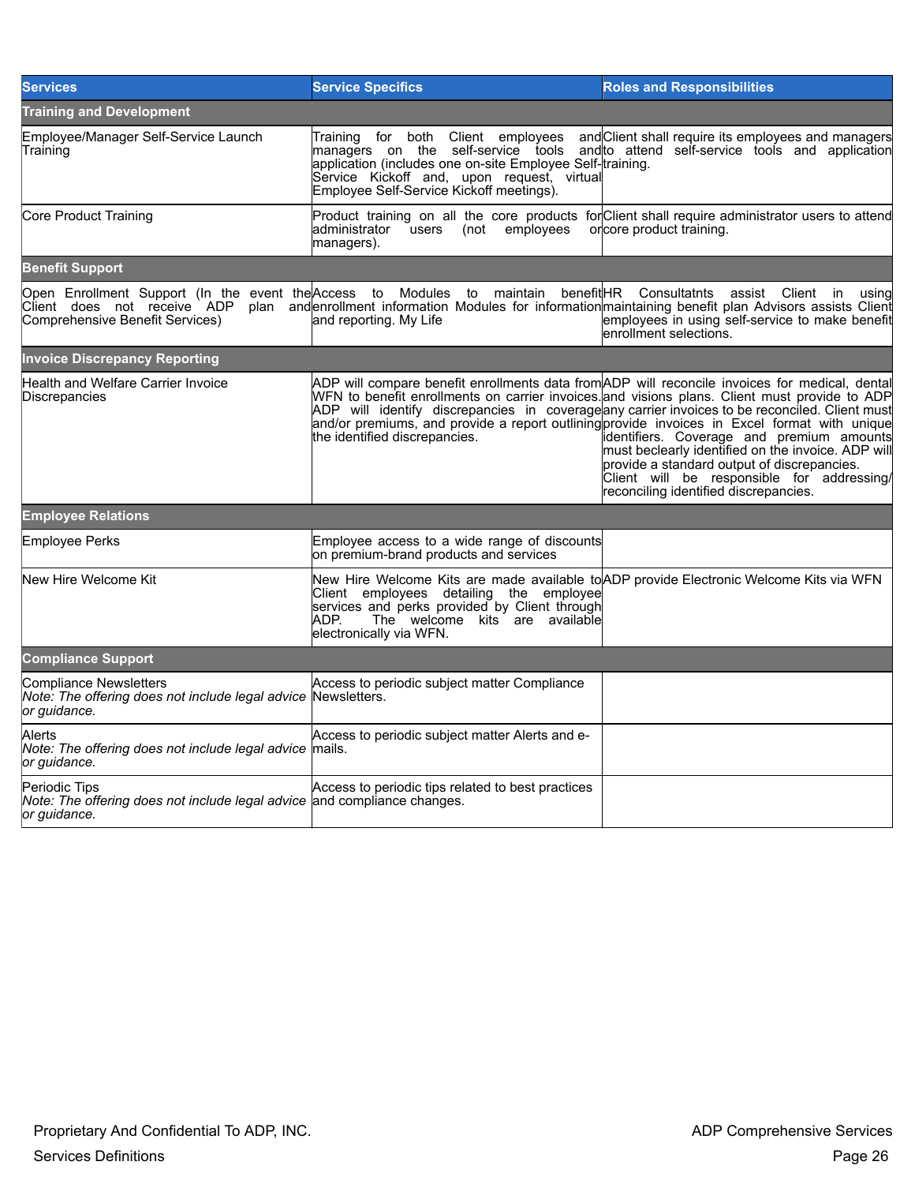| Services | Service Specifics | Roles and Responsibilities |
| --- | --- | --- |
| **Training and Development** | | |
| Employee/Manager Self-Service Launch Training | Training for both Client employees and managers on the self-service tools and application (includes one on-site Employee Self-Service Kickoff and, upon request, virtual Employee Self-Service Kickoff meetings). | Client shall require its employees and managers to attend self-service tools and application training. |
| Core Product Training | Product training on all the core products for administrator users (not employees or managers). | Client shall require administrator users to attend core product training. |
| **Benefit Support** | | |
| Open Enrollment Support (In the event the Client does not receive ADP plan and Comprehensive Benefit Services) | Access to Modules to maintain benefit enrollment information Modules for information and reporting. My Life | HR Consultatnts assist Client in using maintaining benefit plan Advisors assists Client employees in using self-service to make benefit enrollment selections. |
| **Invoice Discrepancy Reporting** | | |
| Health and Welfare Carrier Invoice Discrepancies | ADP will compare benefit enrollments data from WFN to benefit enrollments on carrier invoices. ADP will identify discrepancies in coverage and/or premiums, and provide a report outlining the identified discrepancies. | ADP will reconcile invoices for medical, dental and visions plans. Client must provide to ADP any carrier invoices to be reconciled. Client must provide invoices in Excel format with unique identifiers. Coverage and premium amounts must beclearly identified on the invoice. ADP will provide a standard output of discrepancies. Client will be responsible for addressing/ reconciling identified discrepancies. |
| **Employee Relations** | | |
| Employee Perks | Employee access to a wide range of discounts on premium-brand products and services | |
| New Hire Welcome Kit | New Hire Welcome Kits are made available to Client employees detailing the employee services and perks provided by Client through ADP. The welcome kits are available electronically via WFN. | ADP provide Electronic Welcome Kits via WFN |
| **Compliance Support** | | |
| Compliance Newsletters *Note: The offering does not include legal advice or guidance.* | Access to periodic subject matter Compliance Newsletters. | |
| Alerts *Note: The offering does not include legal advice or guidance.* | Access to periodic subject matter Alerts and e-mails. | |
| Periodic Tips *Note: The offering does not include legal advice or guidance.* | Access to periodic tips related to best practices and compliance changes. | |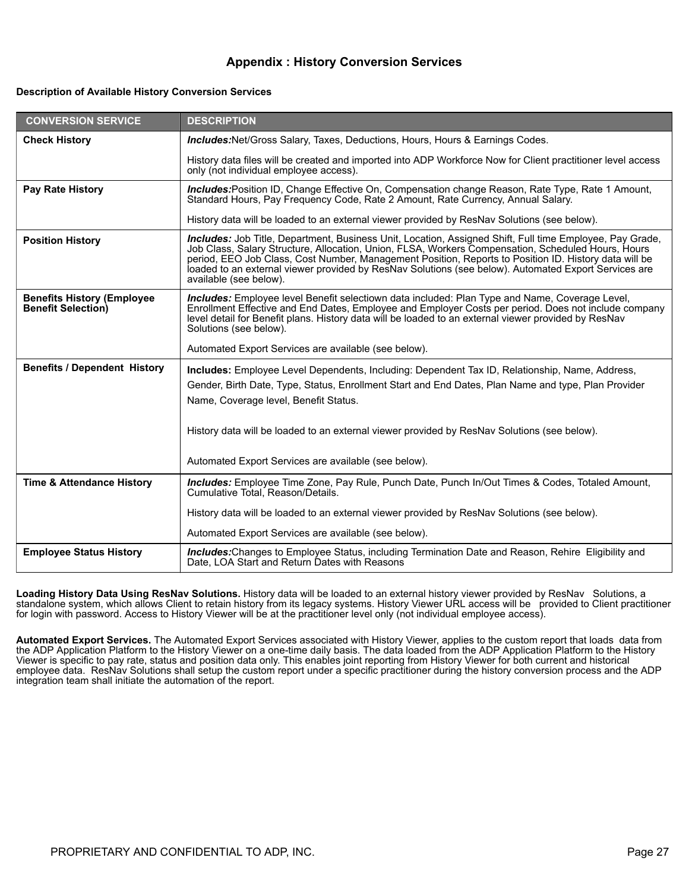## Appendix : History Conversion Services

**Description of Available History Conversion Services**

| CONVERSION SERVICE | DESCRIPTION |
| --- | --- |
| **Check History** | ***Includes:***Net/Gross Salary, Taxes, Deductions, Hours, Hours & Earnings Codes.<br><br>History data files will be created and imported into ADP Workforce Now for Client practitioner level access only (not individual employee access). |
| **Pay Rate History** | ***Includes:***Position ID, Change Effective On, Compensation change Reason, Rate Type, Rate 1 Amount, Standard Hours, Pay Frequency Code, Rate 2 Amount, Rate Currency, Annual Salary.<br><br>History data will be loaded to an external viewer provided by ResNav Solutions (see below). |
| **Position History** | ***Includes:*** Job Title, Department, Business Unit, Location, Assigned Shift, Full time Employee, Pay Grade, Job Class, Salary Structure, Allocation, Union, FLSA, Workers Compensation, Scheduled Hours, Hours period, EEO Job Class, Cost Number, Management Position, Reports to Position ID. History data will be loaded to an external viewer provided by ResNav Solutions (see below). Automated Export Services are available (see below). |
| **Benefits History (Employee Benefit Selection)** | ***Includes:*** Employee level Benefit selectiown data included: Plan Type and Name, Coverage Level, Enrollment Effective and End Dates, Employee and Employer Costs per period. Does not include company level detail for Benefit plans. History data will be loaded to an external viewer provided by ResNav Solutions (see below).<br><br>Automated Export Services are available (see below). |
| **Benefits / Dependent History** | **Includes:** Employee Level Dependents, Including: Dependent Tax ID, Relationship, Name, Address, Gender, Birth Date, Type, Status, Enrollment Start and End Dates, Plan Name and type, Plan Provider Name, Coverage level, Benefit Status.<br><br>History data will be loaded to an external viewer provided by ResNav Solutions (see below).<br><br>Automated Export Services are available (see below). |
| **Time & Attendance History** | ***Includes:*** Employee Time Zone, Pay Rule, Punch Date, Punch In/Out Times & Codes, Totaled Amount, Cumulative Total, Reason/Details.<br><br>History data will be loaded to an external viewer provided by ResNav Solutions (see below).<br><br>Automated Export Services are available (see below). |
| **Employee Status History** | ***Includes:***Changes to Employee Status, including Termination Date and Reason, Rehire Eligibility and Date, LOA Start and Return Dates with Reasons |

**Loading History Data Using ResNav Solutions.** History data will be loaded to an external history viewer provided by ResNav Solutions, a standalone system, which allows Client to retain history from its legacy systems. History Viewer URL access will be provided to Client practitioner for login with password. Access to History Viewer will be at the practitioner level only (not individual employee access).

**Automated Export Services.** The Automated Export Services associated with History Viewer, applies to the custom report that loads data from the ADP Application Platform to the History Viewer on a one-time daily basis. The data loaded from the ADP Application Platform to the History Viewer is specific to pay rate, status and position data only. This enables joint reporting from History Viewer for both current and historical employee data. ResNav Solutions shall setup the custom report under a specific practitioner during the history conversion process and the ADP integration team shall initiate the automation of the report.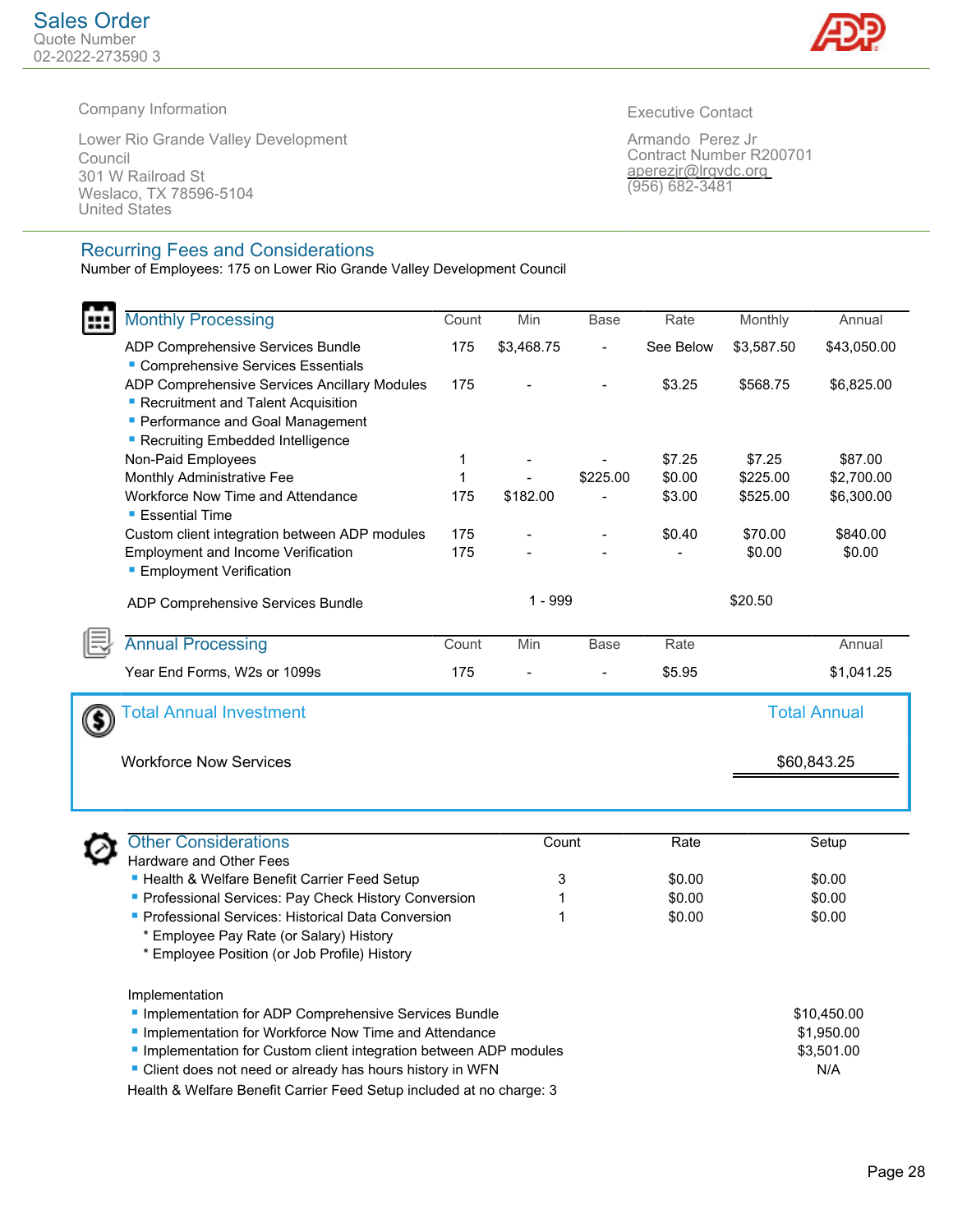# Sales Order

Quote Number
02-2022-273590 3

**Company Information**

Lower Rio Grande Valley Development Council
301 W Railroad St
Weslaco, TX 78596-5104
United States

**Executive Contact**

Armando Perez Jr
Contract Number R200701
aperezjr@lrgvdc.org
(956) 682-3481

## Recurring Fees and Considerations

Number of Employees: 175 on Lower Rio Grande Valley Development Council

| Monthly Processing | Count | Min | Base | Rate | Monthly | Annual |
|---|---|---|---|---|---|---|
| ADP Comprehensive Services Bundle | 175 | $3,468.75 | - | See Below | $3,587.50 | $43,050.00 |
| ▪ Comprehensive Services Essentials | | | | | | |
| ADP Comprehensive Services Ancillary Modules | 175 | - | - | $3.25 | $568.75 | $6,825.00 |
| ▪ Recruitment and Talent Acquisition | | | | | | |
| ▪ Performance and Goal Management | | | | | | |
| ▪ Recruiting Embedded Intelligence | | | | | | |
| Non-Paid Employees | 1 | - | - | $7.25 | $7.25 | $87.00 |
| Monthly Administrative Fee | 1 | - | $225.00 | $0.00 | $225.00 | $2,700.00 |
| Workforce Now Time and Attendance | 175 | $182.00 | - | $3.00 | $525.00 | $6,300.00 |
| ▪ Essential Time | | | | | | |
| Custom client integration between ADP modules | 175 | - | - | $0.40 | $70.00 | $840.00 |
| Employment and Income Verification | 175 | - | - | - | $0.00 | $0.00 |
| ▪ Employment Verification | | | | | | |

| ADP Comprehensive Services Bundle | 1 - 999 | $20.50 |
|---|---|---|

| Annual Processing | Count | Min | Base | Rate | Annual |
|---|---|---|---|---|---|
| Year End Forms, W2s or 1099s | 175 | - | - | $5.95 | $1,041.25 |

| Total Annual Investment | Total Annual |
|---|---|
| Workforce Now Services | $60,843.25 |

| Other Considerations | Count | Rate | Setup |
|---|---|---|---|
| Hardware and Other Fees | | | |
| ▪ Health & Welfare Benefit Carrier Feed Setup | 3 | $0.00 | $0.00 |
| ▪ Professional Services: Pay Check History Conversion | 1 | $0.00 | $0.00 |
| ▪ Professional Services: Historical Data Conversion | 1 | $0.00 | $0.00 |
| * Employee Pay Rate (or Salary) History | | | |
| * Employee Position (or Job Profile) History | | | |

| Implementation | Setup |
|---|---|
| ▪ Implementation for ADP Comprehensive Services Bundle | $10,450.00 |
| ▪ Implementation for Workforce Now Time and Attendance | $1,950.00 |
| ▪ Implementation for Custom client integration between ADP modules | $3,501.00 |
| ▪ Client does not need or already has hours history in WFN | N/A |

Health & Welfare Benefit Carrier Feed Setup included at no charge: 3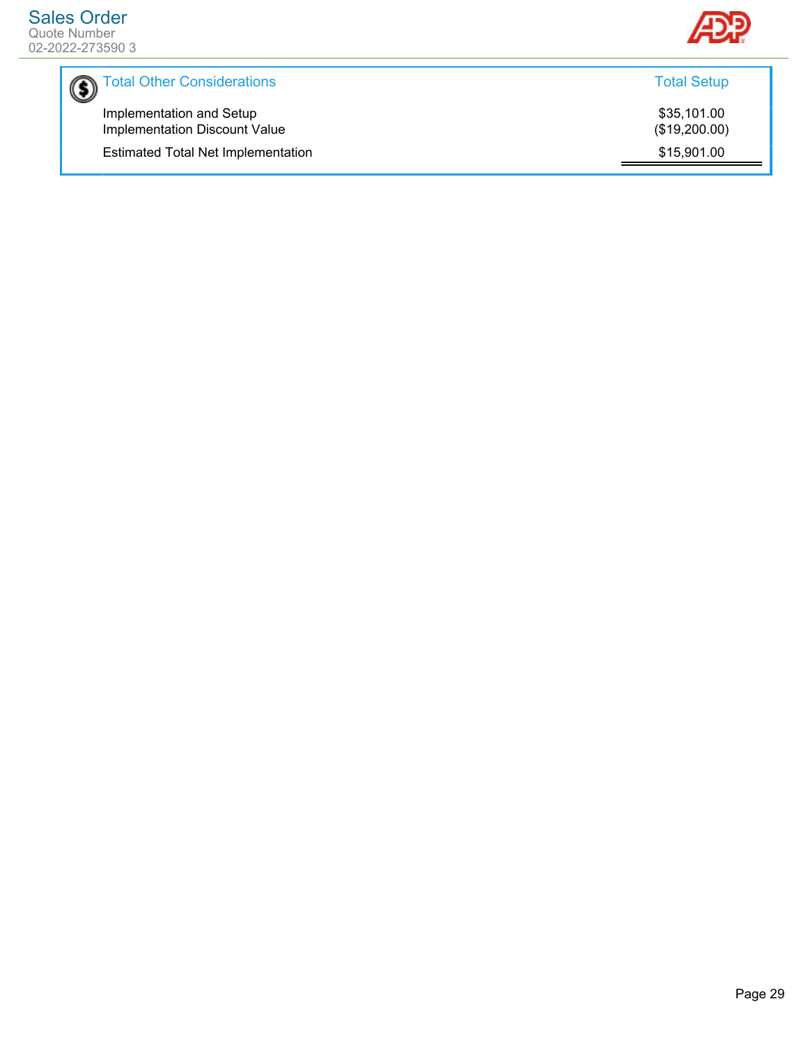| Total Other Considerations | Total Setup |
|---|---|
| Implementation and Setup | $35,101.00 |
| Implementation Discount Value | ($19,200.00) |
| Estimated Total Net Implementation | $15,901.00 |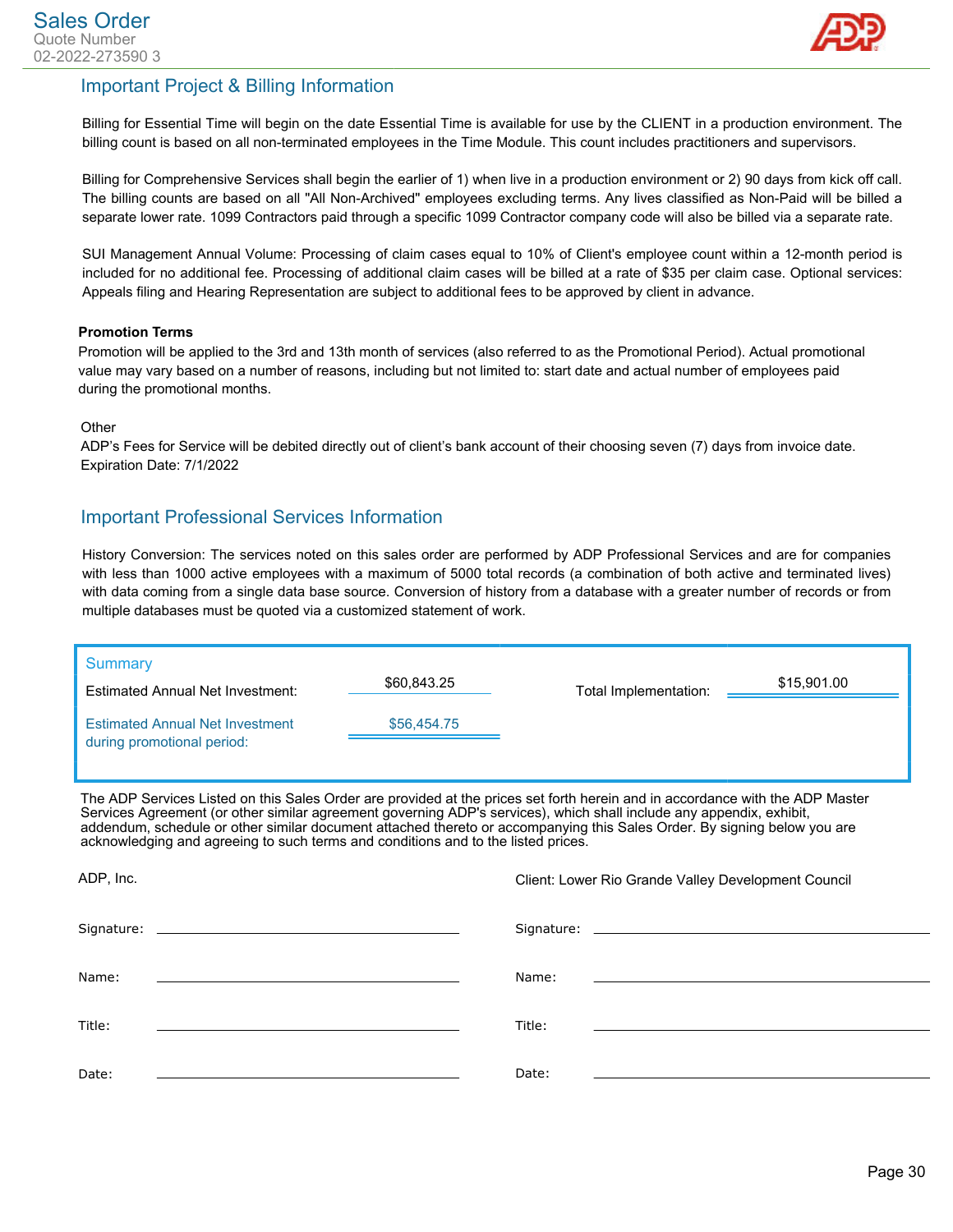## Important Project & Billing Information

Billing for Essential Time will begin on the date Essential Time is available for use by the CLIENT in a production environment. The billing count is based on all non-terminated employees in the Time Module. This count includes practitioners and supervisors.

Billing for Comprehensive Services shall begin the earlier of 1) when live in a production environment or 2) 90 days from kick off call. The billing counts are based on all "All Non-Archived" employees excluding terms. Any lives classified as Non-Paid will be billed a separate lower rate. 1099 Contractors paid through a specific 1099 Contractor company code will also be billed via a separate rate.

SUI Management Annual Volume: Processing of claim cases equal to 10% of Client's employee count within a 12-month period is included for no additional fee. Processing of additional claim cases will be billed at a rate of $35 per claim case. Optional services: Appeals filing and Hearing Representation are subject to additional fees to be approved by client in advance.

**Promotion Terms**

Promotion will be applied to the 3rd and 13th month of services (also referred to as the Promotional Period). Actual promotional value may vary based on a number of reasons, including but not limited to: start date and actual number of employees paid during the promotional months.

Other

ADP's Fees for Service will be debited directly out of client's bank account of their choosing seven (7) days from invoice date.

Expiration Date: 7/1/2022

## Important Professional Services Information

History Conversion: The services noted on this sales order are performed by ADP Professional Services and are for companies with less than 1000 active employees with a maximum of 5000 total records (a combination of both active and terminated lives) with data coming from a single data base source. Conversion of history from a database with a greater number of records or from multiple databases must be quoted via a customized statement of work.

| Summary | | | |
|---|---|---|---|
| Estimated Annual Net Investment: | $60,843.25 | Total Implementation: | $15,901.00 |
| Estimated Annual Net Investment during promotional period: | $56,454.75 | | |

The ADP Services Listed on this Sales Order are provided at the prices set forth herein and in accordance with the ADP Master Services Agreement (or other similar agreement governing ADP's services), which shall include any appendix, exhibit, addendum, schedule or other similar document attached thereto or accompanying this Sales Order. By signing below you are acknowledging and agreeing to such terms and conditions and to the listed prices.

| ADP, Inc. | | Client: Lower Rio Grande Valley Development Council | |
|---|---|---|---|
| Signature: | | Signature: | |
| Name: | | Name: | |
| Title: | | Title: | |
| Date: | | Date: | |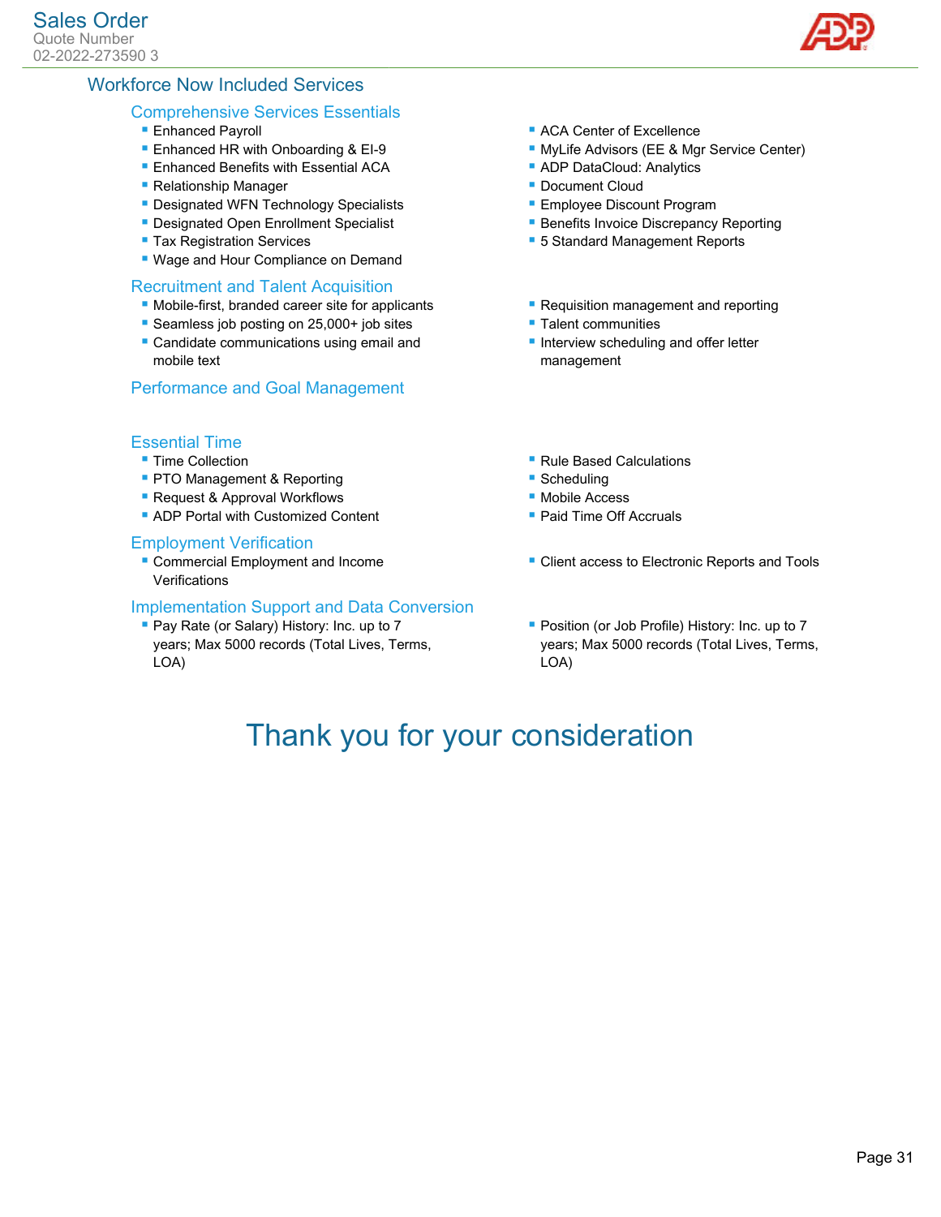## Workforce Now Included Services

### Comprehensive Services Essentials

- Enhanced Payroll
- Enhanced HR with Onboarding & EI-9
- Enhanced Benefits with Essential ACA
- Relationship Manager
- Designated WFN Technology Specialists
- Designated Open Enrollment Specialist
- Tax Registration Services
- Wage and Hour Compliance on Demand
- ACA Center of Excellence
- MyLife Advisors (EE & Mgr Service Center)
- ADP DataCloud: Analytics
- Document Cloud
- Employee Discount Program
- Benefits Invoice Discrepancy Reporting
- 5 Standard Management Reports

### Recruitment and Talent Acquisition

- Mobile-first, branded career site for applicants
- Seamless job posting on 25,000+ job sites
- Candidate communications using email and mobile text
- Requisition management and reporting
- Talent communities
- Interview scheduling and offer letter management

### Performance and Goal Management

### Essential Time

- Time Collection
- PTO Management & Reporting
- Request & Approval Workflows
- ADP Portal with Customized Content
- Rule Based Calculations
- Scheduling
- Mobile Access
- Paid Time Off Accruals

### Employment Verification

- Commercial Employment and Income Verifications
- Client access to Electronic Reports and Tools

### Implementation Support and Data Conversion

- Pay Rate (or Salary) History: Inc. up to 7 years; Max 5000 records (Total Lives, Terms, LOA)
- Position (or Job Profile) History: Inc. up to 7 years; Max 5000 records (Total Lives, Terms, LOA)

# Thank you for your consideration